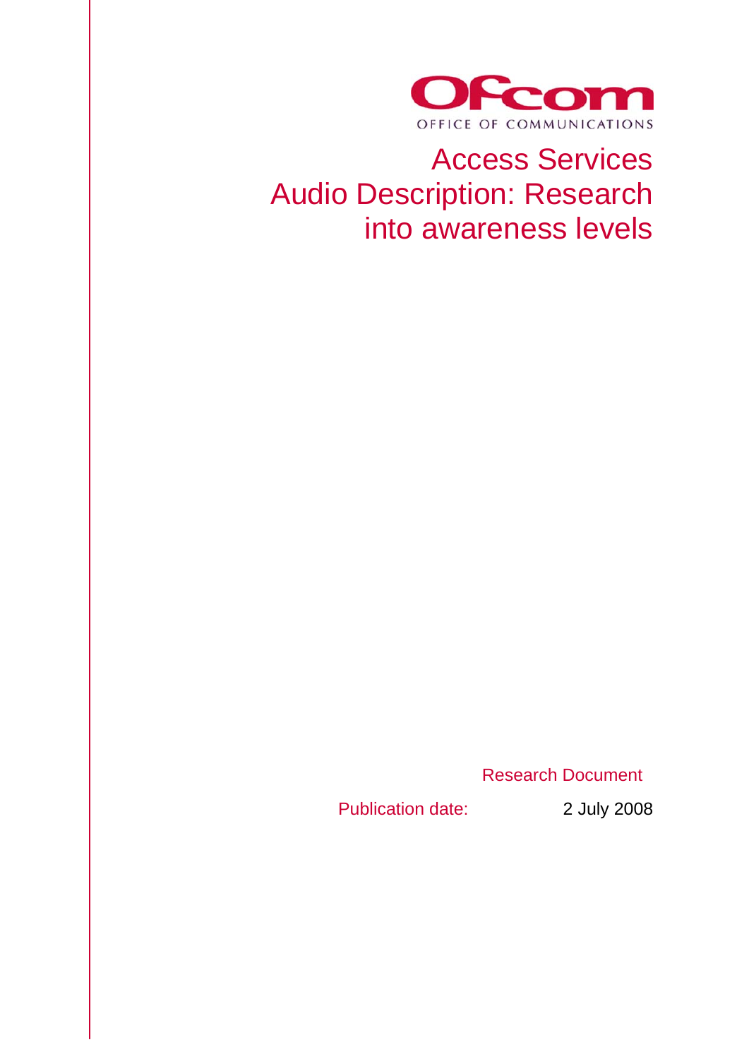Ofcom

OFFICE OF COMMUNICATIONS

# Access Services
# Audio Description: Research into awareness levels

Research Document

Publication date: 2 July 2008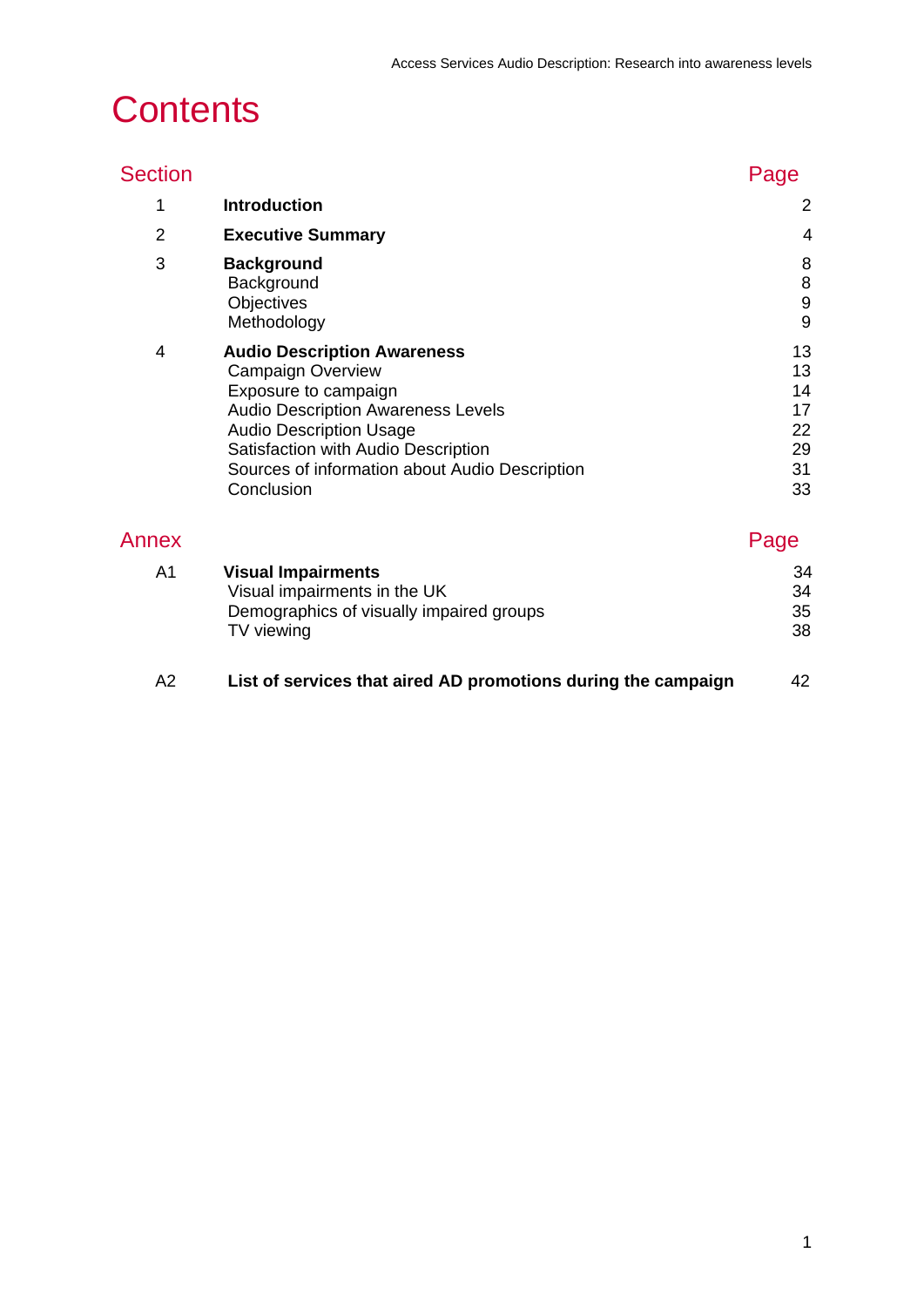# Contents

| Section | | Page |
|---|---|---|
| 1 | **Introduction** | 2 |
| 2 | **Executive Summary** | 4 |
| 3 | **Background** | 8 |
| | Background | 8 |
| | Objectives | 9 |
| | Methodology | 9 |
| 4 | **Audio Description Awareness** | 13 |
| | Campaign Overview | 13 |
| | Exposure to campaign | 14 |
| | Audio Description Awareness Levels | 17 |
| | Audio Description Usage | 22 |
| | Satisfaction with Audio Description | 29 |
| | Sources of information about Audio Description | 31 |
| | Conclusion | 33 |

| Annex | | Page |
|---|---|---|
| A1 | **Visual Impairments** | 34 |
| | Visual impairments in the UK | 34 |
| | Demographics of visually impaired groups | 35 |
| | TV viewing | 38 |
| A2 | **List of services that aired AD promotions during the campaign** | 42 |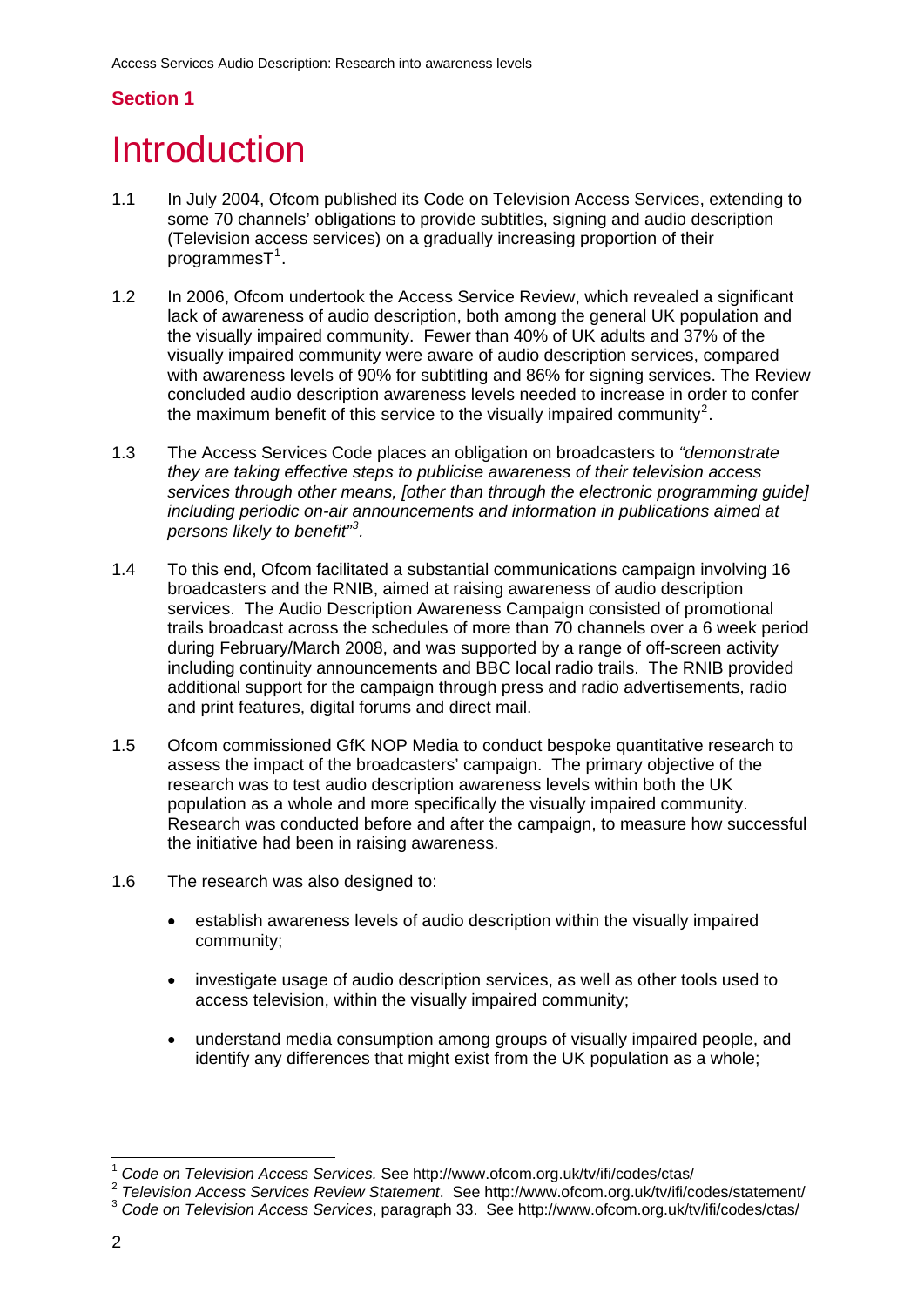**Section 1**

# Introduction

1.1 In July 2004, Ofcom published its Code on Television Access Services, extending to some 70 channels' obligations to provide subtitles, signing and audio description (Television access services) on a gradually increasing proportion of their programmesT[1].

1.2 In 2006, Ofcom undertook the Access Service Review, which revealed a significant lack of awareness of audio description, both among the general UK population and the visually impaired community. Fewer than 40% of UK adults and 37% of the visually impaired community were aware of audio description services, compared with awareness levels of 90% for subtitling and 86% for signing services. The Review concluded audio description awareness levels needed to increase in order to confer the maximum benefit of this service to the visually impaired community[2].

1.3 The Access Services Code places an obligation on broadcasters to *"demonstrate they are taking effective steps to publicise awareness of their television access services through other means, [other than through the electronic programming guide] including periodic on-air announcements and information in publications aimed at persons likely to benefit"*[3].

1.4 To this end, Ofcom facilitated a substantial communications campaign involving 16 broadcasters and the RNIB, aimed at raising awareness of audio description services. The Audio Description Awareness Campaign consisted of promotional trails broadcast across the schedules of more than 70 channels over a 6 week period during February/March 2008, and was supported by a range of off-screen activity including continuity announcements and BBC local radio trails. The RNIB provided additional support for the campaign through press and radio advertisements, radio and print features, digital forums and direct mail.

1.5 Ofcom commissioned GfK NOP Media to conduct bespoke quantitative research to assess the impact of the broadcasters' campaign. The primary objective of the research was to test audio description awareness levels within both the UK population as a whole and more specifically the visually impaired community. Research was conducted before and after the campaign, to measure how successful the initiative had been in raising awareness.

1.6 The research was also designed to:

- establish awareness levels of audio description within the visually impaired community;
- investigate usage of audio description services, as well as other tools used to access television, within the visually impaired community;
- understand media consumption among groups of visually impaired people, and identify any differences that might exist from the UK population as a whole;

[1] *Code on Television Access Services.* See http://www.ofcom.org.uk/tv/ifi/codes/ctas/

[2] *Television Access Services Review Statement*. See http://www.ofcom.org.uk/tv/ifi/codes/statement/

[3] *Code on Television Access Services*, paragraph 33. See http://www.ofcom.org.uk/tv/ifi/codes/ctas/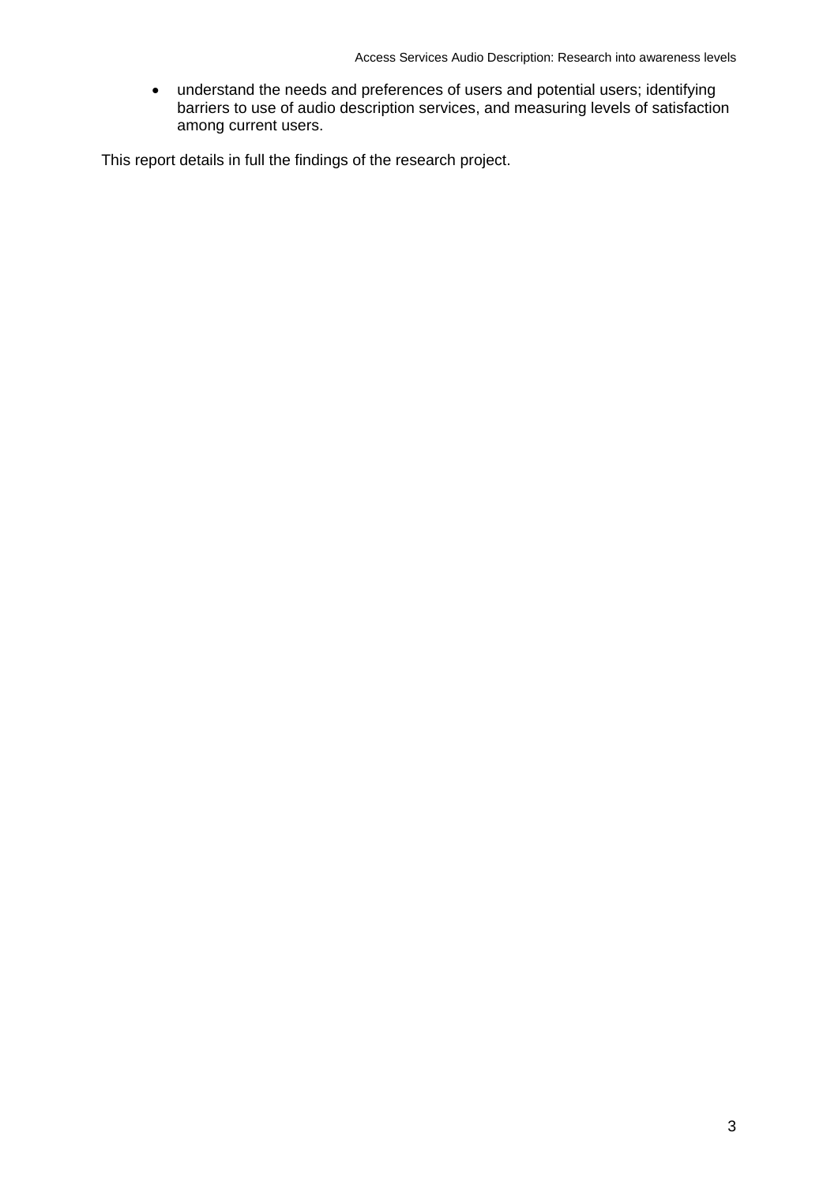- understand the needs and preferences of users and potential users; identifying barriers to use of audio description services, and measuring levels of satisfaction among current users.

This report details in full the findings of the research project.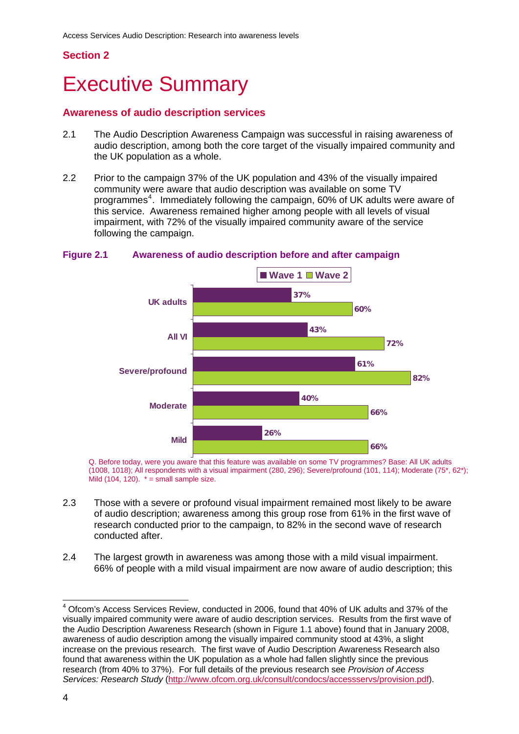## Section 2

# Executive Summary

### Awareness of audio description services

2.1 The Audio Description Awareness Campaign was successful in raising awareness of audio description, among both the core target of the visually impaired community and the UK population as a whole.

2.2 Prior to the campaign 37% of the UK population and 43% of the visually impaired community were aware that audio description was available on some TV programmes[4]. Immediately following the campaign, 60% of UK adults were aware of this service. Awareness remained higher among people with all levels of visual impairment, with 72% of the visually impaired community aware of the service following the campaign.

**Figure 2.1 Awareness of audio description before and after campaign**

| | Wave 1 | Wave 2 |
|---|---|---|
| UK adults | 37% | 60% |
| All VI | 43% | 72% |
| Severe/profound | 61% | 82% |
| Moderate | 40% | 66% |
| Mild | 26% | 66% |

Q. Before today, were you aware that this feature was available on some TV programmes? Base: All UK adults (1008, 1018); All respondents with a visual impairment (280, 296); Severe/profound (101, 114); Moderate (75*, 62*); Mild (104, 120). * = small sample size.

2.3 Those with a severe or profound visual impairment remained most likely to be aware of audio description; awareness among this group rose from 61% in the first wave of research conducted prior to the campaign, to 82% in the second wave of research conducted after.

2.4 The largest growth in awareness was among those with a mild visual impairment. 66% of people with a mild visual impairment are now aware of audio description; this

[4] Ofcom's Access Services Review, conducted in 2006, found that 40% of UK adults and 37% of the visually impaired community were aware of audio description services. Results from the first wave of the Audio Description Awareness Research (shown in Figure 1.1 above) found that in January 2008, awareness of audio description among the visually impaired community stood at 43%, a slight increase on the previous research. The first wave of Audio Description Awareness Research also found that awareness within the UK population as a whole had fallen slightly since the previous research (from 40% to 37%). For full details of the previous research see *Provision of Access Services: Research Study* (http://www.ofcom.org.uk/consult/condocs/accessservs/provision.pdf).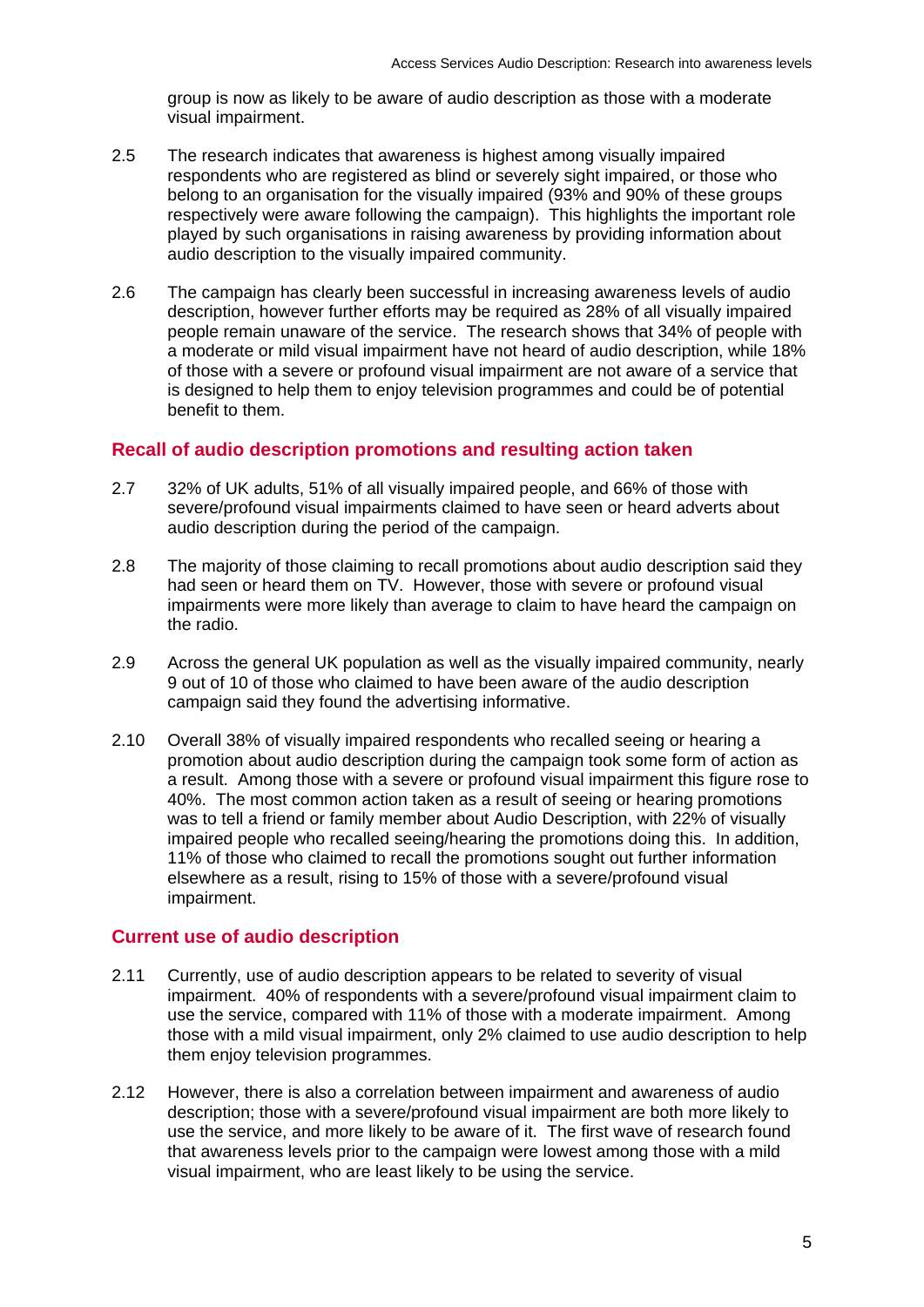group is now as likely to be aware of audio description as those with a moderate visual impairment.

2.5 The research indicates that awareness is highest among visually impaired respondents who are registered as blind or severely sight impaired, or those who belong to an organisation for the visually impaired (93% and 90% of these groups respectively were aware following the campaign). This highlights the important role played by such organisations in raising awareness by providing information about audio description to the visually impaired community.

2.6 The campaign has clearly been successful in increasing awareness levels of audio description, however further efforts may be required as 28% of all visually impaired people remain unaware of the service. The research shows that 34% of people with a moderate or mild visual impairment have not heard of audio description, while 18% of those with a severe or profound visual impairment are not aware of a service that is designed to help them to enjoy television programmes and could be of potential benefit to them.

## Recall of audio description promotions and resulting action taken

2.7 32% of UK adults, 51% of all visually impaired people, and 66% of those with severe/profound visual impairments claimed to have seen or heard adverts about audio description during the period of the campaign.

2.8 The majority of those claiming to recall promotions about audio description said they had seen or heard them on TV. However, those with severe or profound visual impairments were more likely than average to claim to have heard the campaign on the radio.

2.9 Across the general UK population as well as the visually impaired community, nearly 9 out of 10 of those who claimed to have been aware of the audio description campaign said they found the advertising informative.

2.10 Overall 38% of visually impaired respondents who recalled seeing or hearing a promotion about audio description during the campaign took some form of action as a result. Among those with a severe or profound visual impairment this figure rose to 40%. The most common action taken as a result of seeing or hearing promotions was to tell a friend or family member about Audio Description, with 22% of visually impaired people who recalled seeing/hearing the promotions doing this. In addition, 11% of those who claimed to recall the promotions sought out further information elsewhere as a result, rising to 15% of those with a severe/profound visual impairment.

## Current use of audio description

2.11 Currently, use of audio description appears to be related to severity of visual impairment. 40% of respondents with a severe/profound visual impairment claim to use the service, compared with 11% of those with a moderate impairment. Among those with a mild visual impairment, only 2% claimed to use audio description to help them enjoy television programmes.

2.12 However, there is also a correlation between impairment and awareness of audio description; those with a severe/profound visual impairment are both more likely to use the service, and more likely to be aware of it. The first wave of research found that awareness levels prior to the campaign were lowest among those with a mild visual impairment, who are least likely to be using the service.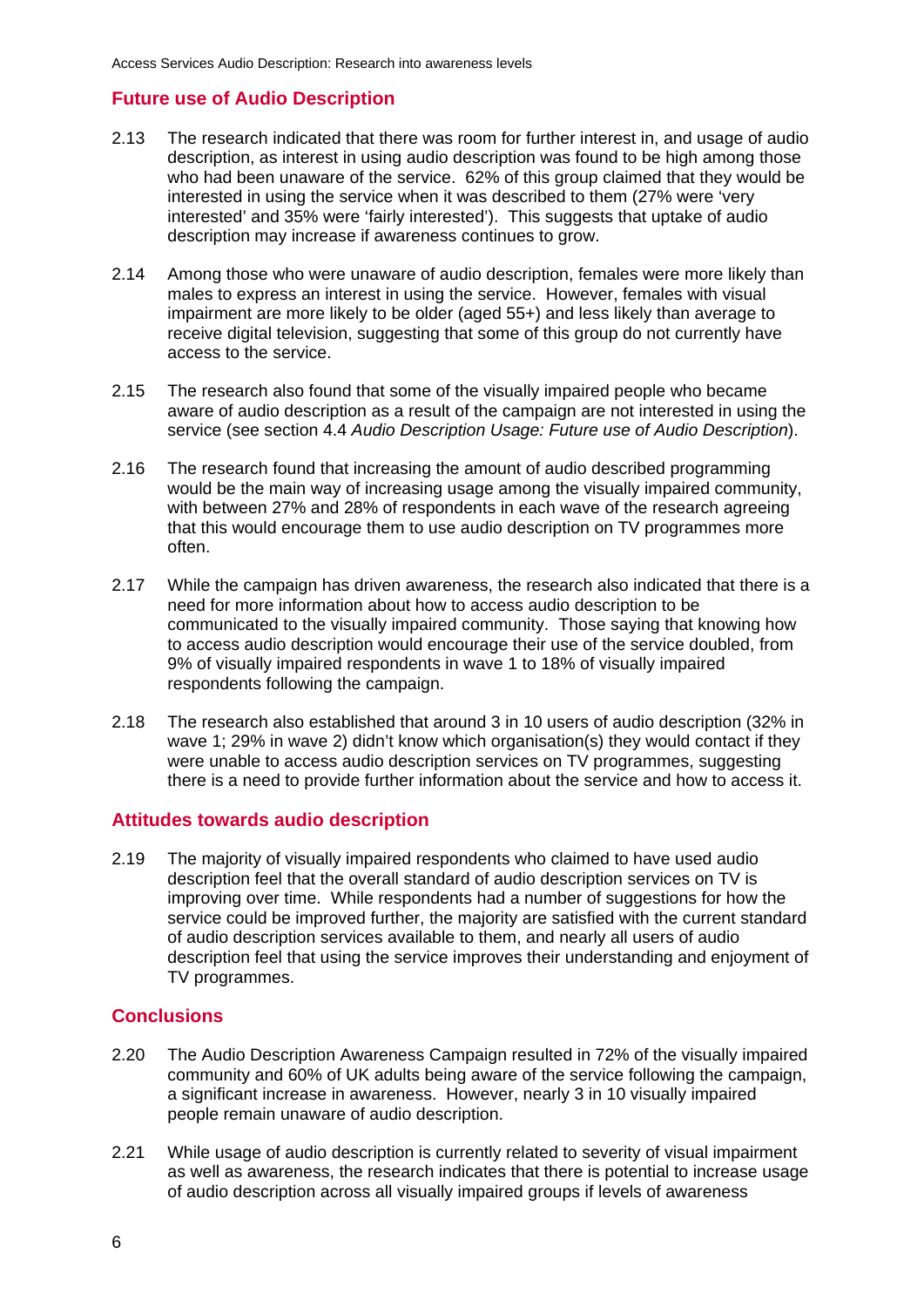## Future use of Audio Description

2.13 The research indicated that there was room for further interest in, and usage of audio description, as interest in using audio description was found to be high among those who had been unaware of the service. 62% of this group claimed that they would be interested in using the service when it was described to them (27% were 'very interested' and 35% were 'fairly interested'). This suggests that uptake of audio description may increase if awareness continues to grow.

2.14 Among those who were unaware of audio description, females were more likely than males to express an interest in using the service. However, females with visual impairment are more likely to be older (aged 55+) and less likely than average to receive digital television, suggesting that some of this group do not currently have access to the service.

2.15 The research also found that some of the visually impaired people who became aware of audio description as a result of the campaign are not interested in using the service (see section 4.4 *Audio Description Usage: Future use of Audio Description*).

2.16 The research found that increasing the amount of audio described programming would be the main way of increasing usage among the visually impaired community, with between 27% and 28% of respondents in each wave of the research agreeing that this would encourage them to use audio description on TV programmes more often.

2.17 While the campaign has driven awareness, the research also indicated that there is a need for more information about how to access audio description to be communicated to the visually impaired community. Those saying that knowing how to access audio description would encourage their use of the service doubled, from 9% of visually impaired respondents in wave 1 to 18% of visually impaired respondents following the campaign.

2.18 The research also established that around 3 in 10 users of audio description (32% in wave 1; 29% in wave 2) didn't know which organisation(s) they would contact if they were unable to access audio description services on TV programmes, suggesting there is a need to provide further information about the service and how to access it.

## Attitudes towards audio description

2.19 The majority of visually impaired respondents who claimed to have used audio description feel that the overall standard of audio description services on TV is improving over time. While respondents had a number of suggestions for how the service could be improved further, the majority are satisfied with the current standard of audio description services available to them, and nearly all users of audio description feel that using the service improves their understanding and enjoyment of TV programmes.

## Conclusions

2.20 The Audio Description Awareness Campaign resulted in 72% of the visually impaired community and 60% of UK adults being aware of the service following the campaign, a significant increase in awareness. However, nearly 3 in 10 visually impaired people remain unaware of audio description.

2.21 While usage of audio description is currently related to severity of visual impairment as well as awareness, the research indicates that there is potential to increase usage of audio description across all visually impaired groups if levels of awareness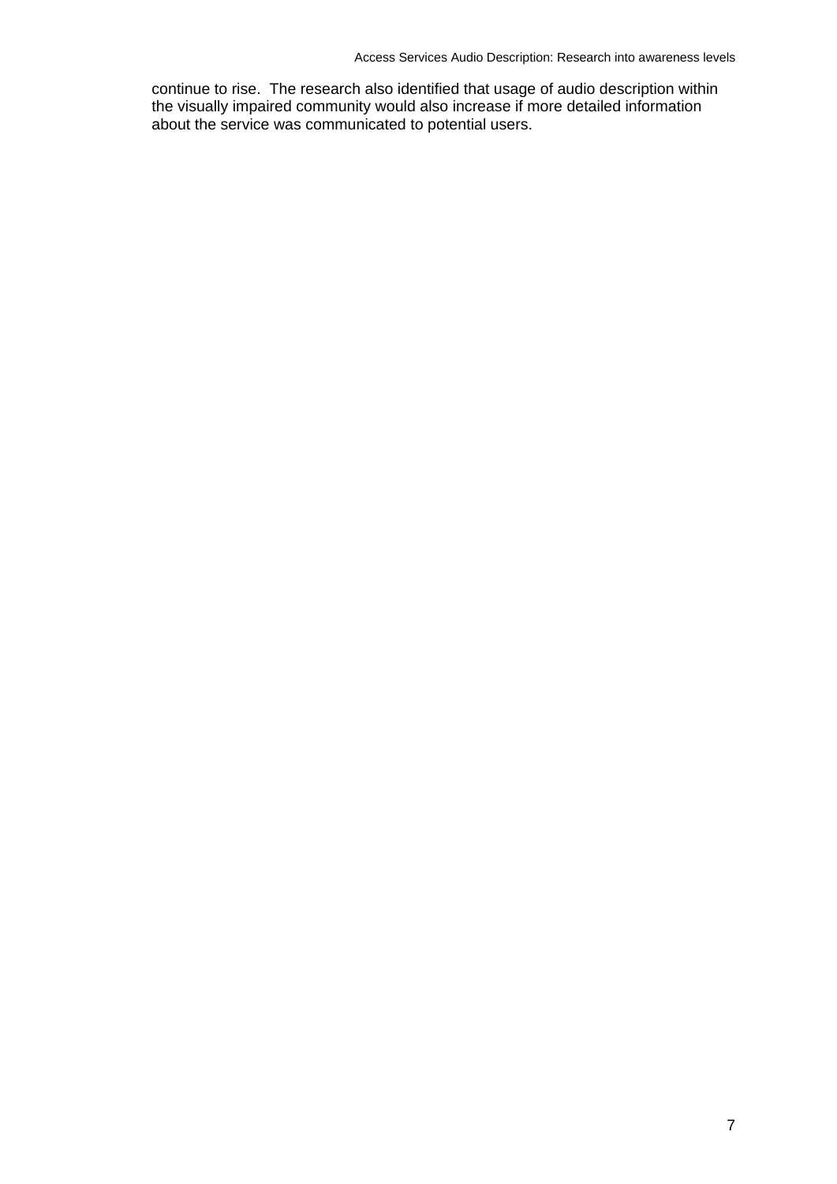continue to rise. The research also identified that usage of audio description within the visually impaired community would also increase if more detailed information about the service was communicated to potential users.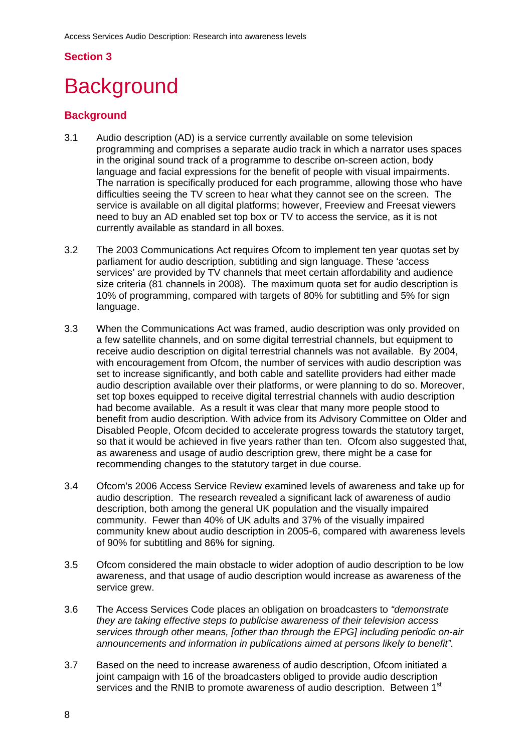## Section 3

# Background

## Background

3.1 Audio description (AD) is a service currently available on some television programming and comprises a separate audio track in which a narrator uses spaces in the original sound track of a programme to describe on-screen action, body language and facial expressions for the benefit of people with visual impairments. The narration is specifically produced for each programme, allowing those who have difficulties seeing the TV screen to hear what they cannot see on the screen. The service is available on all digital platforms; however, Freeview and Freesat viewers need to buy an AD enabled set top box or TV to access the service, as it is not currently available as standard in all boxes.

3.2 The 2003 Communications Act requires Ofcom to implement ten year quotas set by parliament for audio description, subtitling and sign language. These 'access services' are provided by TV channels that meet certain affordability and audience size criteria (81 channels in 2008). The maximum quota set for audio description is 10% of programming, compared with targets of 80% for subtitling and 5% for sign language.

3.3 When the Communications Act was framed, audio description was only provided on a few satellite channels, and on some digital terrestrial channels, but equipment to receive audio description on digital terrestrial channels was not available. By 2004, with encouragement from Ofcom, the number of services with audio description was set to increase significantly, and both cable and satellite providers had either made audio description available over their platforms, or were planning to do so. Moreover, set top boxes equipped to receive digital terrestrial channels with audio description had become available. As a result it was clear that many more people stood to benefit from audio description. With advice from its Advisory Committee on Older and Disabled People, Ofcom decided to accelerate progress towards the statutory target, so that it would be achieved in five years rather than ten. Ofcom also suggested that, as awareness and usage of audio description grew, there might be a case for recommending changes to the statutory target in due course.

3.4 Ofcom's 2006 Access Service Review examined levels of awareness and take up for audio description. The research revealed a significant lack of awareness of audio description, both among the general UK population and the visually impaired community. Fewer than 40% of UK adults and 37% of the visually impaired community knew about audio description in 2005-6, compared with awareness levels of 90% for subtitling and 86% for signing.

3.5 Ofcom considered the main obstacle to wider adoption of audio description to be low awareness, and that usage of audio description would increase as awareness of the service grew.

3.6 The Access Services Code places an obligation on broadcasters to *"demonstrate they are taking effective steps to publicise awareness of their television access services through other means, [other than through the EPG] including periodic on-air announcements and information in publications aimed at persons likely to benefit"*.

3.7 Based on the need to increase awareness of audio description, Ofcom initiated a joint campaign with 16 of the broadcasters obliged to provide audio description services and the RNIB to promote awareness of audio description. Between 1st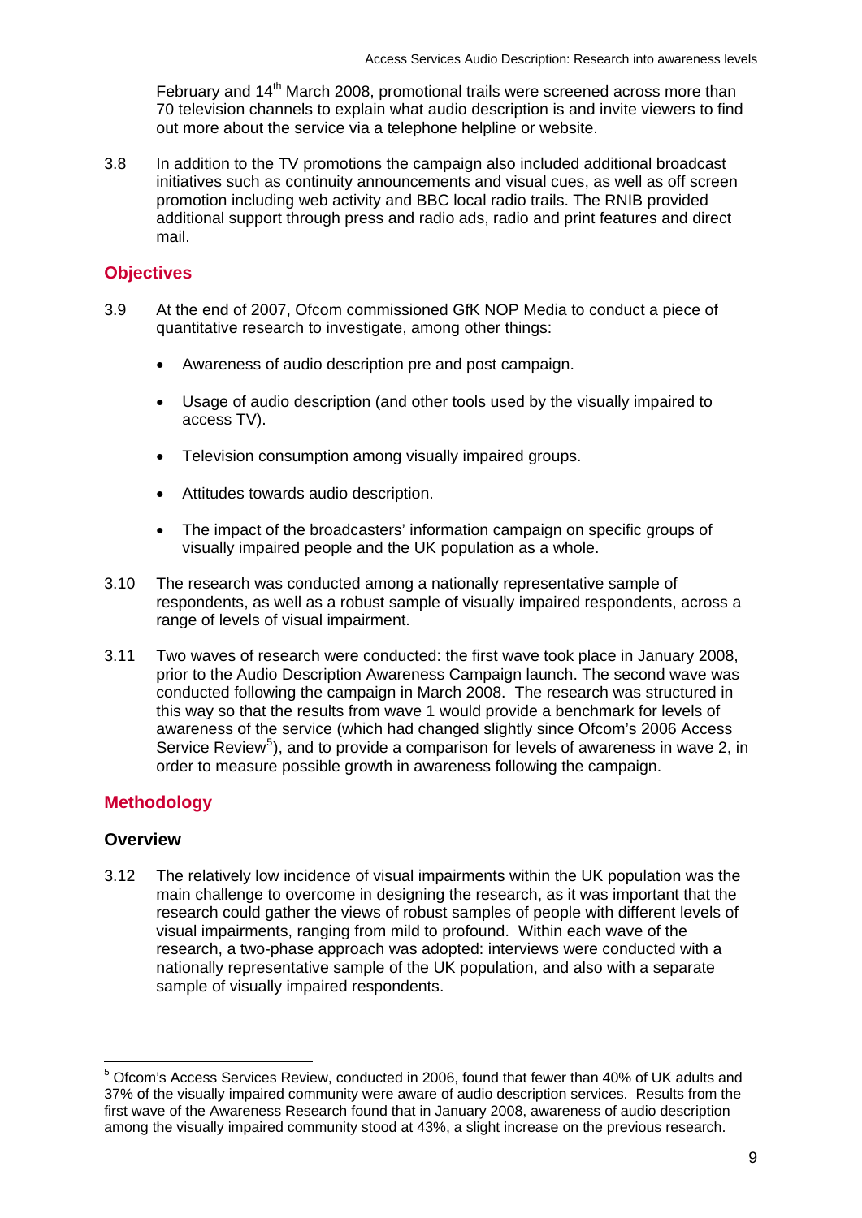February and 14th March 2008, promotional trails were screened across more than 70 television channels to explain what audio description is and invite viewers to find out more about the service via a telephone helpline or website.

3.8 In addition to the TV promotions the campaign also included additional broadcast initiatives such as continuity announcements and visual cues, as well as off screen promotion including web activity and BBC local radio trails. The RNIB provided additional support through press and radio ads, radio and print features and direct mail.

## Objectives

3.9 At the end of 2007, Ofcom commissioned GfK NOP Media to conduct a piece of quantitative research to investigate, among other things:

- Awareness of audio description pre and post campaign.
- Usage of audio description (and other tools used by the visually impaired to access TV).
- Television consumption among visually impaired groups.
- Attitudes towards audio description.
- The impact of the broadcasters' information campaign on specific groups of visually impaired people and the UK population as a whole.

3.10 The research was conducted among a nationally representative sample of respondents, as well as a robust sample of visually impaired respondents, across a range of levels of visual impairment.

3.11 Two waves of research were conducted: the first wave took place in January 2008, prior to the Audio Description Awareness Campaign launch. The second wave was conducted following the campaign in March 2008. The research was structured in this way so that the results from wave 1 would provide a benchmark for levels of awareness of the service (which had changed slightly since Ofcom's 2006 Access Service Review[5]), and to provide a comparison for levels of awareness in wave 2, in order to measure possible growth in awareness following the campaign.

## Methodology

### Overview

3.12 The relatively low incidence of visual impairments within the UK population was the main challenge to overcome in designing the research, as it was important that the research could gather the views of robust samples of people with different levels of visual impairments, ranging from mild to profound. Within each wave of the research, a two-phase approach was adopted: interviews were conducted with a nationally representative sample of the UK population, and also with a separate sample of visually impaired respondents.

---

[5] Ofcom's Access Services Review, conducted in 2006, found that fewer than 40% of UK adults and 37% of the visually impaired community were aware of audio description services. Results from the first wave of the Awareness Research found that in January 2008, awareness of audio description among the visually impaired community stood at 43%, a slight increase on the previous research.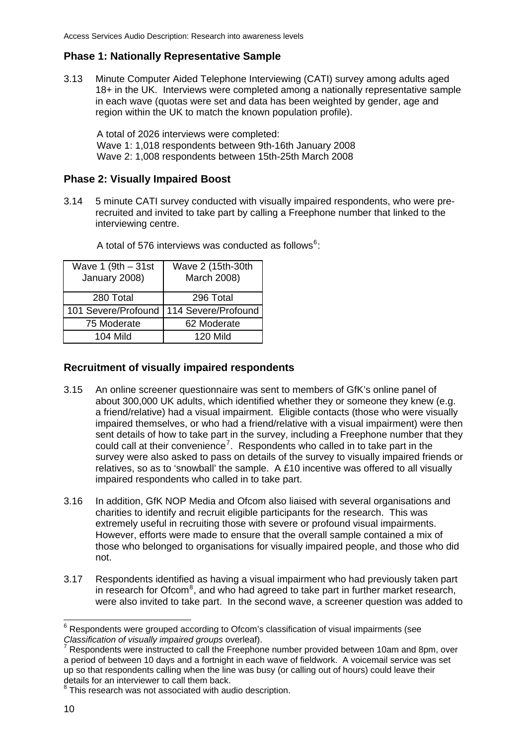## Phase 1: Nationally Representative Sample

3.13 Minute Computer Aided Telephone Interviewing (CATI) survey among adults aged 18+ in the UK. Interviews were completed among a nationally representative sample in each wave (quotas were set and data has been weighted by gender, age and region within the UK to match the known population profile).

A total of 2026 interviews were completed:
Wave 1: 1,018 respondents between 9th-16th January 2008
Wave 2: 1,008 respondents between 15th-25th March 2008

## Phase 2: Visually Impaired Boost

3.14 5 minute CATI survey conducted with visually impaired respondents, who were pre-recruited and invited to take part by calling a Freephone number that linked to the interviewing centre.

A total of 576 interviews was conducted as follows[6]:

| Wave 1 (9th – 31st January 2008) | Wave 2 (15th-30th March 2008) |
|---|---|
| 280 Total | 296 Total |
| 101 Severe/Profound | 114 Severe/Profound |
| 75 Moderate | 62 Moderate |
| 104 Mild | 120 Mild |

## Recruitment of visually impaired respondents

3.15 An online screener questionnaire was sent to members of GfK's online panel of about 300,000 UK adults, which identified whether they or someone they knew (e.g. a friend/relative) had a visual impairment. Eligible contacts (those who were visually impaired themselves, or who had a friend/relative with a visual impairment) were then sent details of how to take part in the survey, including a Freephone number that they could call at their convenience[7]. Respondents who called in to take part in the survey were also asked to pass on details of the survey to visually impaired friends or relatives, so as to 'snowball' the sample. A £10 incentive was offered to all visually impaired respondents who called in to take part.

3.16 In addition, GfK NOP Media and Ofcom also liaised with several organisations and charities to identify and recruit eligible participants for the research. This was extremely useful in recruiting those with severe or profound visual impairments. However, efforts were made to ensure that the overall sample contained a mix of those who belonged to organisations for visually impaired people, and those who did not.

3.17 Respondents identified as having a visual impairment who had previously taken part in research for Ofcom[8], and who had agreed to take part in further market research, were also invited to take part. In the second wave, a screener question was added to

---

[6] Respondents were grouped according to Ofcom's classification of visual impairments (see *Classification of visually impaired groups* overleaf).

[7] Respondents were instructed to call the Freephone number provided between 10am and 8pm, over a period of between 10 days and a fortnight in each wave of fieldwork. A voicemail service was set up so that respondents calling when the line was busy (or calling out of hours) could leave their details for an interviewer to call them back.

[8] This research was not associated with audio description.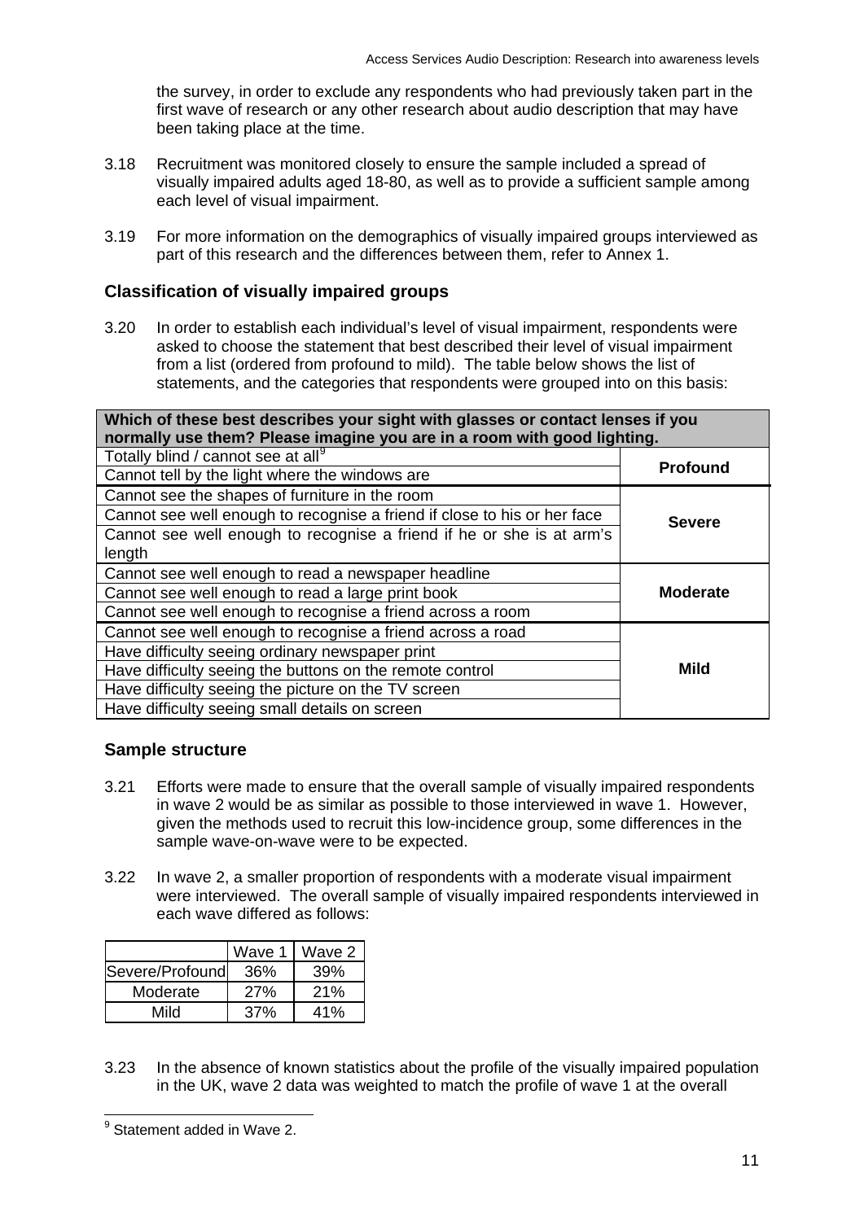the survey, in order to exclude any respondents who had previously taken part in the first wave of research or any other research about audio description that may have been taking place at the time.

3.18 Recruitment was monitored closely to ensure the sample included a spread of visually impaired adults aged 18-80, as well as to provide a sufficient sample among each level of visual impairment.

3.19 For more information on the demographics of visually impaired groups interviewed as part of this research and the differences between them, refer to Annex 1.

## Classification of visually impaired groups

3.20 In order to establish each individual's level of visual impairment, respondents were asked to choose the statement that best described their level of visual impairment from a list (ordered from profound to mild). The table below shows the list of statements, and the categories that respondents were grouped into on this basis:

| **Which of these best describes your sight with glasses or contact lenses if you normally use them? Please imagine you are in a room with good lighting.** | |
|---|---|
| Totally blind / cannot see at all[9] | **Profound** |
| Cannot tell by the light where the windows are | |
| Cannot see the shapes of furniture in the room | **Severe** |
| Cannot see well enough to recognise a friend if close to his or her face | |
| Cannot see well enough to recognise a friend if he or she is at arm's length | |
| Cannot see well enough to read a newspaper headline | **Moderate** |
| Cannot see well enough to read a large print book | |
| Cannot see well enough to recognise a friend across a room | |
| Cannot see well enough to recognise a friend across a road | **Mild** |
| Have difficulty seeing ordinary newspaper print | |
| Have difficulty seeing the buttons on the remote control | |
| Have difficulty seeing the picture on the TV screen | |
| Have difficulty seeing small details on screen | |

## Sample structure

3.21 Efforts were made to ensure that the overall sample of visually impaired respondents in wave 2 would be as similar as possible to those interviewed in wave 1. However, given the methods used to recruit this low-incidence group, some differences in the sample wave-on-wave were to be expected.

3.22 In wave 2, a smaller proportion of respondents with a moderate visual impairment were interviewed. The overall sample of visually impaired respondents interviewed in each wave differed as follows:

| | Wave 1 | Wave 2 |
|---|---|---|
| Severe/Profound | 36% | 39% |
| Moderate | 27% | 21% |
| Mild | 37% | 41% |

3.23 In the absence of known statistics about the profile of the visually impaired population in the UK, wave 2 data was weighted to match the profile of wave 1 at the overall

[9] Statement added in Wave 2.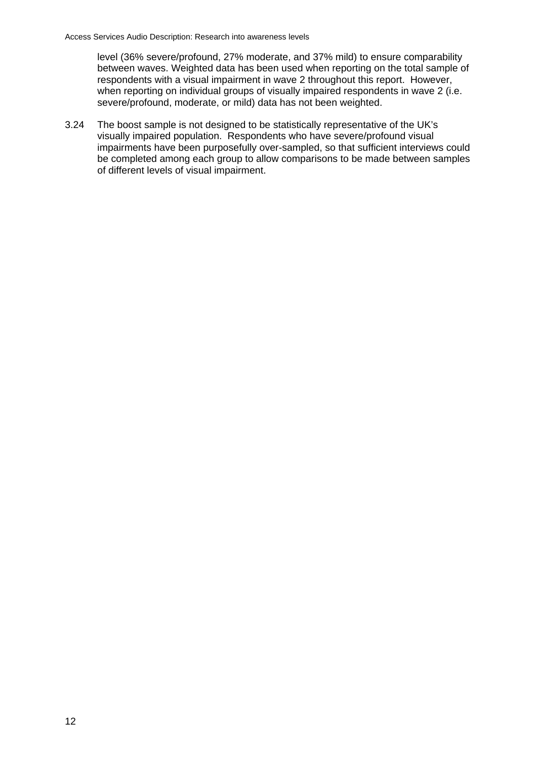level (36% severe/profound, 27% moderate, and 37% mild) to ensure comparability between waves. Weighted data has been used when reporting on the total sample of respondents with a visual impairment in wave 2 throughout this report. However, when reporting on individual groups of visually impaired respondents in wave 2 (i.e. severe/profound, moderate, or mild) data has not been weighted.

3.24 The boost sample is not designed to be statistically representative of the UK's visually impaired population. Respondents who have severe/profound visual impairments have been purposefully over-sampled, so that sufficient interviews could be completed among each group to allow comparisons to be made between samples of different levels of visual impairment.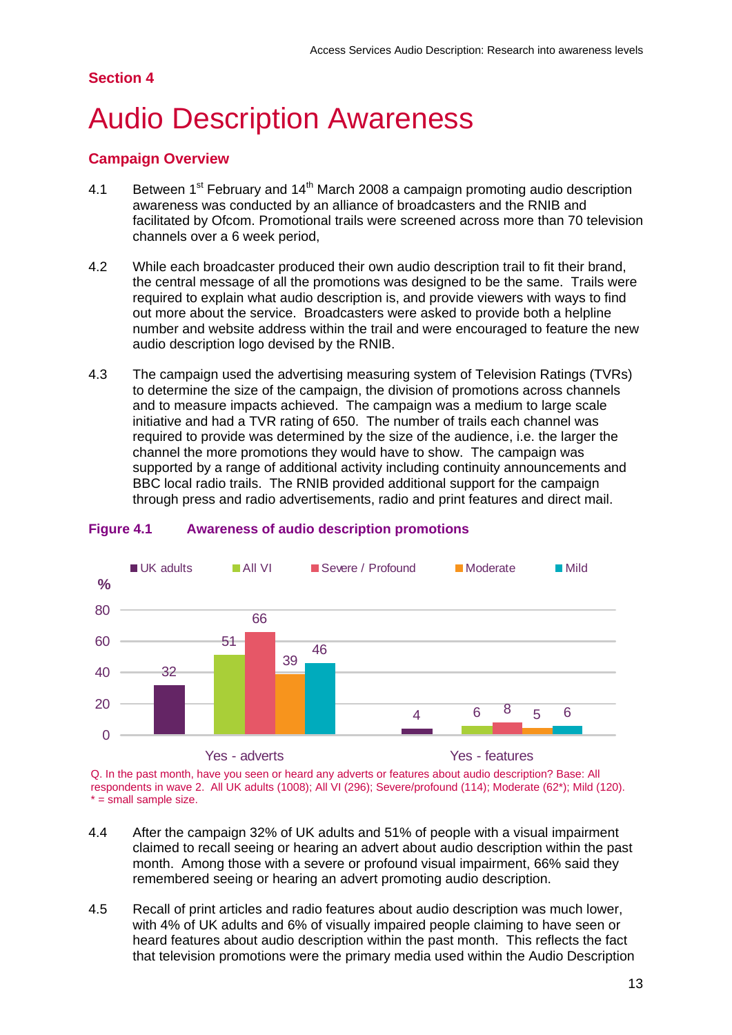## Section 4

# Audio Description Awareness

### Campaign Overview

4.1 Between 1st February and 14th March 2008 a campaign promoting audio description awareness was conducted by an alliance of broadcasters and the RNIB and facilitated by Ofcom. Promotional trails were screened across more than 70 television channels over a 6 week period,

4.2 While each broadcaster produced their own audio description trail to fit their brand, the central message of all the promotions was designed to be the same. Trails were required to explain what audio description is, and provide viewers with ways to find out more about the service. Broadcasters were asked to provide both a helpline number and website address within the trail and were encouraged to feature the new audio description logo devised by the RNIB.

4.3 The campaign used the advertising measuring system of Television Ratings (TVRs) to determine the size of the campaign, the division of promotions across channels and to measure impacts achieved. The campaign was a medium to large scale initiative and had a TVR rating of 650. The number of trails each channel was required to provide was determined by the size of the audience, i.e. the larger the channel the more promotions they would have to show. The campaign was supported by a range of additional activity including continuity announcements and BBC local radio trails. The RNIB provided additional support for the campaign through press and radio advertisements, radio and print features and direct mail.

**Figure 4.1 Awareness of audio description promotions**

| % | UK adults | All VI | Severe / Profound | Moderate | Mild |
|---|---|---|---|---|---|
| Yes - adverts | 32 | 51 | 66 | 39 | 46 |
| Yes - features | 4 | 6 | 8 | 5 | 6 |

Q. In the past month, have you seen or heard any adverts or features about audio description? Base: All respondents in wave 2. All UK adults (1008); All VI (296); Severe/profound (114); Moderate (62*); Mild (120). * = small sample size.

4.4 After the campaign 32% of UK adults and 51% of people with a visual impairment claimed to recall seeing or hearing an advert about audio description within the past month. Among those with a severe or profound visual impairment, 66% said they remembered seeing or hearing an advert promoting audio description.

4.5 Recall of print articles and radio features about audio description was much lower, with 4% of UK adults and 6% of visually impaired people claiming to have seen or heard features about audio description within the past month. This reflects the fact that television promotions were the primary media used within the Audio Description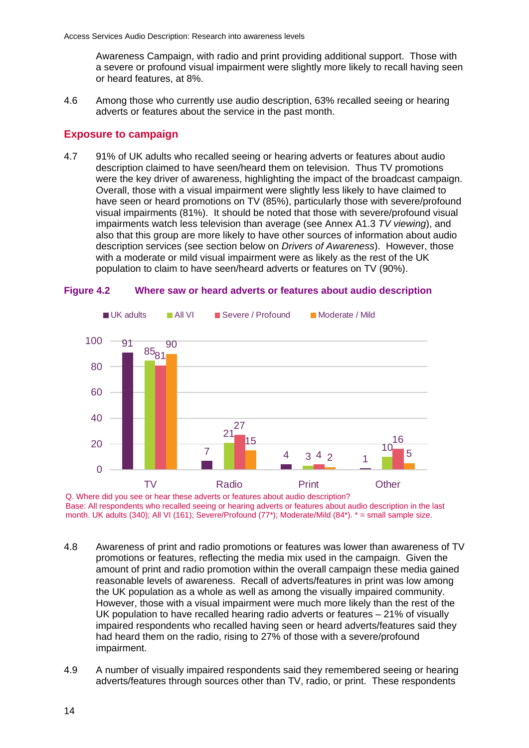Awareness Campaign, with radio and print providing additional support. Those with a severe or profound visual impairment were slightly more likely to recall having seen or heard features, at 8%.

4.6 Among those who currently use audio description, 63% recalled seeing or hearing adverts or features about the service in the past month.

## Exposure to campaign

4.7 91% of UK adults who recalled seeing or hearing adverts or features about audio description claimed to have seen/heard them on television. Thus TV promotions were the key driver of awareness, highlighting the impact of the broadcast campaign. Overall, those with a visual impairment were slightly less likely to have claimed to have seen or heard promotions on TV (85%), particularly those with severe/profound visual impairments (81%). It should be noted that those with severe/profound visual impairments watch less television than average (see Annex A1.3 *TV viewing*), and also that this group are more likely to have other sources of information about audio description services (see section below on *Drivers of Awareness*). However, those with a moderate or mild visual impairment were as likely as the rest of the UK population to claim to have seen/heard adverts or features on TV (90%).

**Figure 4.2 Where saw or heard adverts or features about audio description**

| | UK adults | All VI | Severe / Profound | Moderate / Mild |
|---|---|---|---|---|
| TV | 91 | 85 | 81 | 90 |
| Radio | 7 | 21 | 27 | 15 |
| Print | 4 | 3 | 4 | 2 |
| Other | 1 | 10 | 16 | 5 |

Q. Where did you see or hear these adverts or features about audio description?
Base: All respondents who recalled seeing or hearing adverts or features about audio description in the last month. UK adults (340); All VI (161); Severe/Profound (77*); Moderate/Mild (84*). * = small sample size.

4.8 Awareness of print and radio promotions or features was lower than awareness of TV promotions or features, reflecting the media mix used in the campaign. Given the amount of print and radio promotion within the overall campaign these media gained reasonable levels of awareness. Recall of adverts/features in print was low among the UK population as a whole as well as among the visually impaired community. However, those with a visual impairment were much more likely than the rest of the UK population to have recalled hearing radio adverts or features – 21% of visually impaired respondents who recalled having seen or heard adverts/features said they had heard them on the radio, rising to 27% of those with a severe/profound impairment.

4.9 A number of visually impaired respondents said they remembered seeing or hearing adverts/features through sources other than TV, radio, or print. These respondents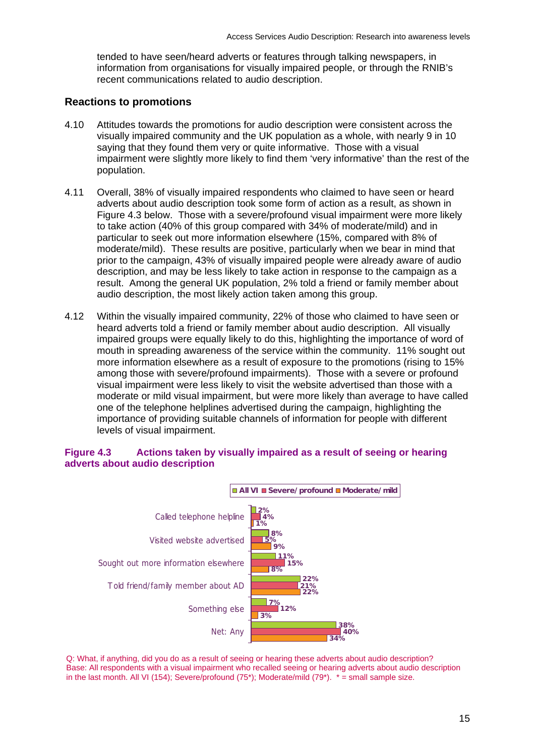tended to have seen/heard adverts or features through talking newspapers, in information from organisations for visually impaired people, or through the RNIB's recent communications related to audio description.

### Reactions to promotions

4.10 Attitudes towards the promotions for audio description were consistent across the visually impaired community and the UK population as a whole, with nearly 9 in 10 saying that they found them very or quite informative. Those with a visual impairment were slightly more likely to find them 'very informative' than the rest of the population.

4.11 Overall, 38% of visually impaired respondents who claimed to have seen or heard adverts about audio description took some form of action as a result, as shown in Figure 4.3 below. Those with a severe/profound visual impairment were more likely to take action (40% of this group compared with 34% of moderate/mild) and in particular to seek out more information elsewhere (15%, compared with 8% of moderate/mild). These results are positive, particularly when we bear in mind that prior to the campaign, 43% of visually impaired people were already aware of audio description, and may be less likely to take action in response to the campaign as a result. Among the general UK population, 2% told a friend or family member about audio description, the most likely action taken among this group.

4.12 Within the visually impaired community, 22% of those who claimed to have seen or heard adverts told a friend or family member about audio description. All visually impaired groups were equally likely to do this, highlighting the importance of word of mouth in spreading awareness of the service within the community. 11% sought out more information elsewhere as a result of exposure to the promotions (rising to 15% among those with severe/profound impairments). Those with a severe or profound visual impairment were less likely to visit the website advertised than those with a moderate or mild visual impairment, but were more likely than average to have called one of the telephone helplines advertised during the campaign, highlighting the importance of providing suitable channels of information for people with different levels of visual impairment.

**Figure 4.3 Actions taken by visually impaired as a result of seeing or hearing adverts about audio description**

| | All VI | Severe/profound | Moderate/mild |
|---|---|---|---|
| Called telephone helpline | 2% | 4% | 1% |
| Visited website advertised | 8% | 5% | 9% |
| Sought out more information elsewhere | 11% | 15% | 8% |
| Told friend/family member about AD | 22% | 21% | 22% |
| Something else | 7% | 12% | 3% |
| Net: Any | 38% | 40% | 34% |

Q: What, if anything, did you do as a result of seeing or hearing these adverts about audio description?
Base: All respondents with a visual impairment who recalled seeing or hearing adverts about audio description in the last month. All VI (154); Severe/profound (75*); Moderate/mild (79*). * = small sample size.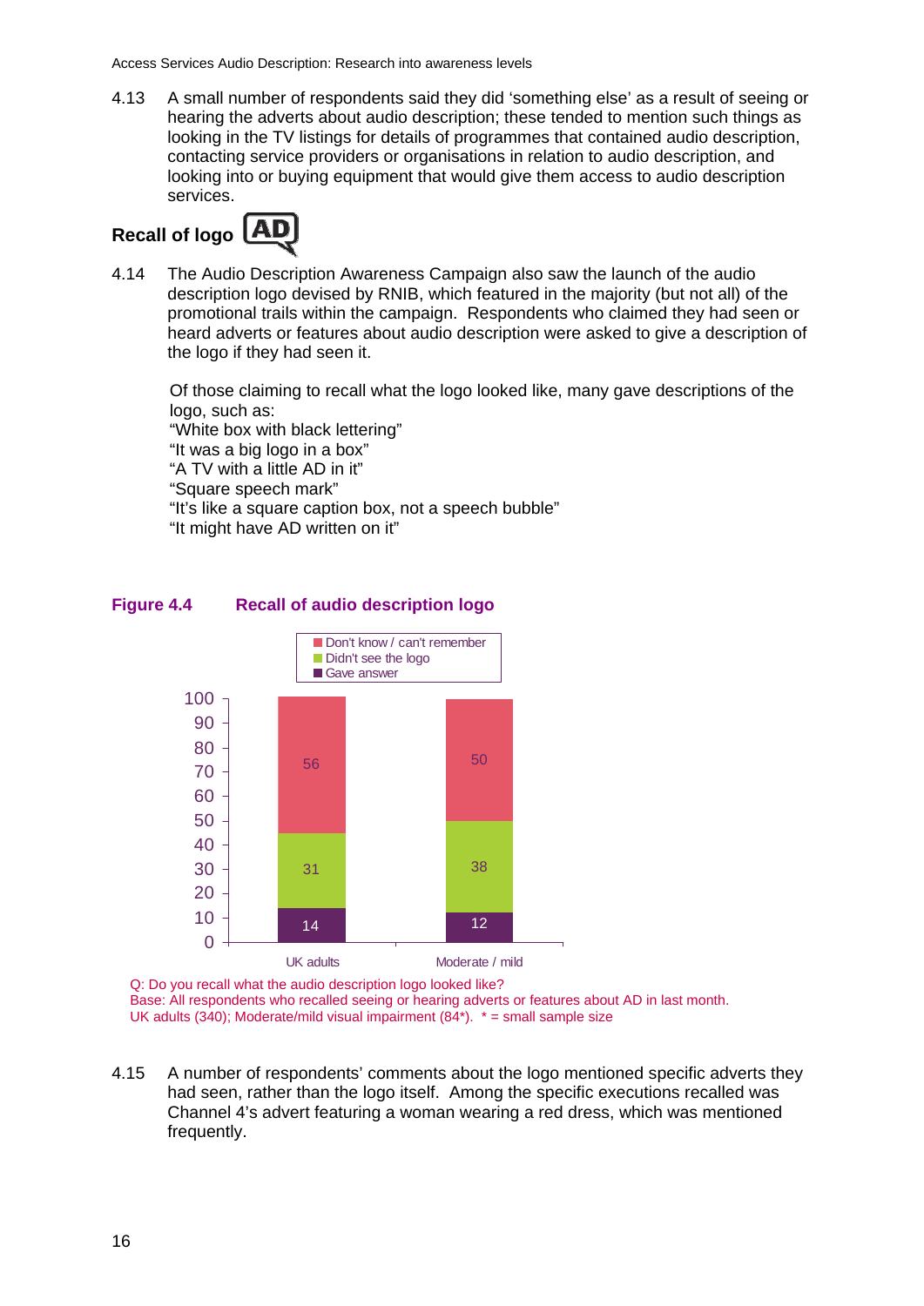4.13 A small number of respondents said they did 'something else' as a result of seeing or hearing the adverts about audio description; these tended to mention such things as looking in the TV listings for details of programmes that contained audio description, contacting service providers or organisations in relation to audio description, and looking into or buying equipment that would give them access to audio description services.

## Recall of logo

4.14 The Audio Description Awareness Campaign also saw the launch of the audio description logo devised by RNIB, which featured in the majority (but not all) of the promotional trails within the campaign. Respondents who claimed they had seen or heard adverts or features about audio description were asked to give a description of the logo if they had seen it.

Of those claiming to recall what the logo looked like, many gave descriptions of the logo, such as:
"White box with black lettering"
"It was a big logo in a box"
"A TV with a little AD in it"
"Square speech mark"
"It's like a square caption box, not a speech bubble"
"It might have AD written on it"

**Figure 4.4 Recall of audio description logo**

| | UK adults | Moderate / mild |
|---|---|---|
| Don't know / can't remember | 56 | 50 |
| Didn't see the logo | 31 | 38 |
| Gave answer | 14 | 12 |

Q: Do you recall what the audio description logo looked like?
Base: All respondents who recalled seeing or hearing adverts or features about AD in last month.
UK adults (340); Moderate/mild visual impairment (84*). * = small sample size

4.15 A number of respondents' comments about the logo mentioned specific adverts they had seen, rather than the logo itself. Among the specific executions recalled was Channel 4's advert featuring a woman wearing a red dress, which was mentioned frequently.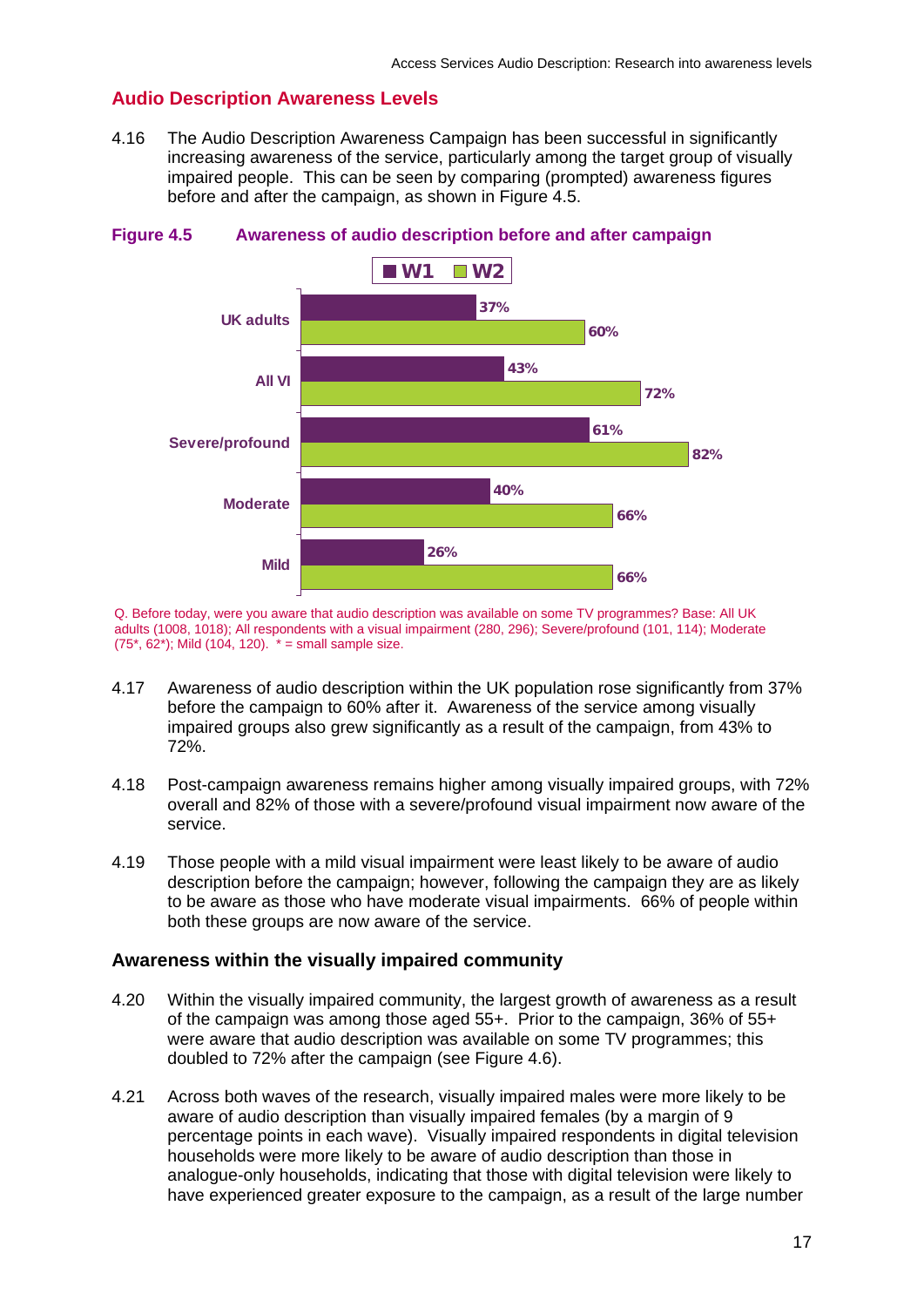## Audio Description Awareness Levels

4.16 The Audio Description Awareness Campaign has been successful in significantly increasing awareness of the service, particularly among the target group of visually impaired people. This can be seen by comparing (prompted) awareness figures before and after the campaign, as shown in Figure 4.5.

**Figure 4.5 Awareness of audio description before and after campaign**

| | W1 | W2 |
|---|---|---|
| UK adults | 37% | 60% |
| All VI | 43% | 72% |
| Severe/profound | 61% | 82% |
| Moderate | 40% | 66% |
| Mild | 26% | 66% |

Q. Before today, were you aware that audio description was available on some TV programmes? Base: All UK adults (1008, 1018); All respondents with a visual impairment (280, 296); Severe/profound (101, 114); Moderate (75*, 62*); Mild (104, 120). * = small sample size.

4.17 Awareness of audio description within the UK population rose significantly from 37% before the campaign to 60% after it. Awareness of the service among visually impaired groups also grew significantly as a result of the campaign, from 43% to 72%.

4.18 Post-campaign awareness remains higher among visually impaired groups, with 72% overall and 82% of those with a severe/profound visual impairment now aware of the service.

4.19 Those people with a mild visual impairment were least likely to be aware of audio description before the campaign; however, following the campaign they are as likely to be aware as those who have moderate visual impairments. 66% of people within both these groups are now aware of the service.

### Awareness within the visually impaired community

4.20 Within the visually impaired community, the largest growth of awareness as a result of the campaign was among those aged 55+. Prior to the campaign, 36% of 55+ were aware that audio description was available on some TV programmes; this doubled to 72% after the campaign (see Figure 4.6).

4.21 Across both waves of the research, visually impaired males were more likely to be aware of audio description than visually impaired females (by a margin of 9 percentage points in each wave). Visually impaired respondents in digital television households were more likely to be aware of audio description than those in analogue-only households, indicating that those with digital television were likely to have experienced greater exposure to the campaign, as a result of the large number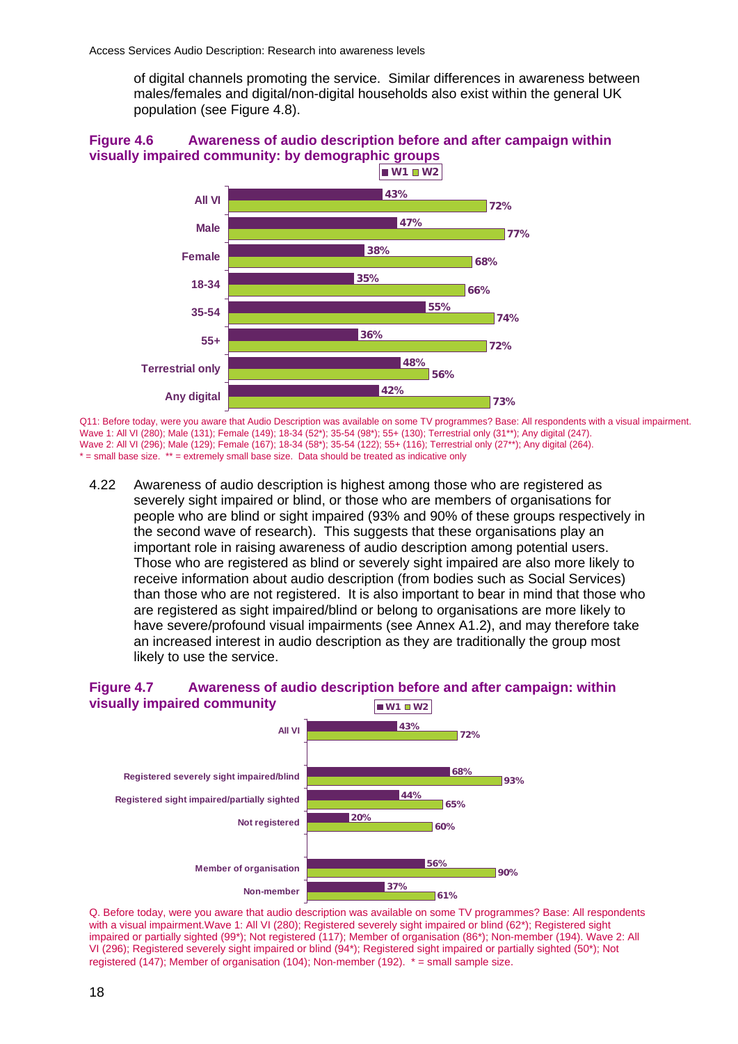of digital channels promoting the service. Similar differences in awareness between males/females and digital/non-digital households also exist within the general UK population (see Figure 4.8).

**Figure 4.6 Awareness of audio description before and after campaign within visually impaired community: by demographic groups**

| | W1 | W2 |
|---|---|---|
| All VI | 43% | 72% |
| Male | 47% | 77% |
| Female | 38% | 68% |
| 18-34 | 35% | 66% |
| 35-54 | 55% | 74% |
| 55+ | 36% | 72% |
| Terrestrial only | 48% | 56% |
| Any digital | 42% | 73% |

Q11: Before today, were you aware that Audio Description was available on some TV programmes? Base: All respondents with a visual impairment. Wave 1: All VI (280); Male (131); Female (149); 18-34 (52*); 35-54 (98*); 55+ (130); Terrestrial only (31**); Any digital (247). Wave 2: All VI (296); Male (129); Female (167); 18-34 (58*); 35-54 (122); 55+ (116); Terrestrial only (27**); Any digital (264). * = small base size. ** = extremely small base size. Data should be treated as indicative only

4.22 Awareness of audio description is highest among those who are registered as severely sight impaired or blind, or those who are members of organisations for people who are blind or sight impaired (93% and 90% of these groups respectively in the second wave of research). This suggests that these organisations play an important role in raising awareness of audio description among potential users. Those who are registered as blind or severely sight impaired are also more likely to receive information about audio description (from bodies such as Social Services) than those who are not registered. It is also important to bear in mind that those who are registered as sight impaired/blind or belong to organisations are more likely to have severe/profound visual impairments (see Annex A1.2), and may therefore take an increased interest in audio description as they are traditionally the group most likely to use the service.

**Figure 4.7 Awareness of audio description before and after campaign: within visually impaired community**

| | W1 | W2 |
|---|---|---|
| All VI | 43% | 72% |
| Registered severely sight impaired/blind | 68% | 93% |
| Registered sight impaired/partially sighted | 44% | 65% |
| Not registered | 20% | 60% |
| Member of organisation | 56% | 90% |
| Non-member | 37% | 61% |

Q. Before today, were you aware that audio description was available on some TV programmes? Base: All respondents with a visual impairment. Wave 1: All VI (280); Registered severely sight impaired or blind (62*); Registered sight impaired or partially sighted (99*); Not registered (117); Member of organisation (86*); Non-member (194). Wave 2: All VI (296); Registered severely sight impaired or blind (94*); Registered sight impaired or partially sighted (50*); Not registered (147); Member of organisation (104); Non-member (192). * = small sample size.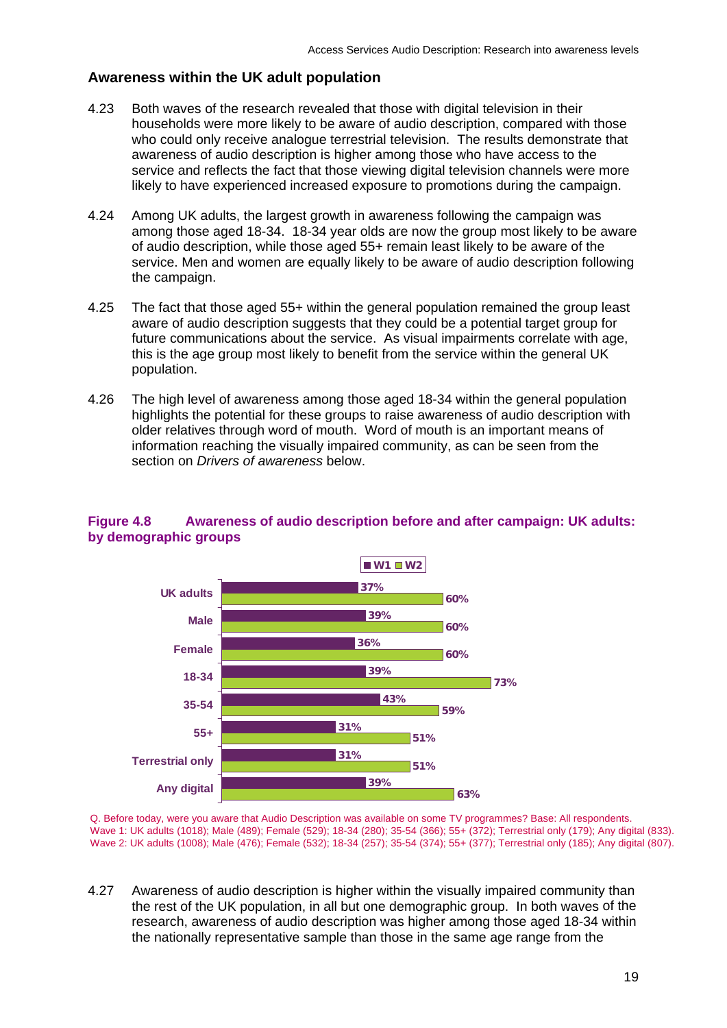## Awareness within the UK adult population

4.23 Both waves of the research revealed that those with digital television in their households were more likely to be aware of audio description, compared with those who could only receive analogue terrestrial television. The results demonstrate that awareness of audio description is higher among those who have access to the service and reflects the fact that those viewing digital television channels were more likely to have experienced increased exposure to promotions during the campaign.

4.24 Among UK adults, the largest growth in awareness following the campaign was among those aged 18-34. 18-34 year olds are now the group most likely to be aware of audio description, while those aged 55+ remain least likely to be aware of the service. Men and women are equally likely to be aware of audio description following the campaign.

4.25 The fact that those aged 55+ within the general population remained the group least aware of audio description suggests that they could be a potential target group for future communications about the service. As visual impairments correlate with age, this is the age group most likely to benefit from the service within the general UK population.

4.26 The high level of awareness among those aged 18-34 within the general population highlights the potential for these groups to raise awareness of audio description with older relatives through word of mouth. Word of mouth is an important means of information reaching the visually impaired community, as can be seen from the section on *Drivers of awareness* below.

**Figure 4.8 Awareness of audio description before and after campaign: UK adults: by demographic groups**

| | W1 | W2 |
|---|---|---|
| UK adults | 37% | 60% |
| Male | 39% | 60% |
| Female | 36% | 60% |
| 18-34 | 39% | 73% |
| 35-54 | 43% | 59% |
| 55+ | 31% | 51% |
| Terrestrial only | 31% | 51% |
| Any digital | 39% | 63% |

Q. Before today, were you aware that Audio Description was available on some TV programmes? Base: All respondents.
Wave 1: UK adults (1018); Male (489); Female (529); 18-34 (280); 35-54 (366); 55+ (372); Terrestrial only (179); Any digital (833).
Wave 2: UK adults (1008); Male (476); Female (532); 18-34 (257); 35-54 (374); 55+ (377); Terrestrial only (185); Any digital (807).

4.27 Awareness of audio description is higher within the visually impaired community than the rest of the UK population, in all but one demographic group. In both waves of the research, awareness of audio description was higher among those aged 18-34 within the nationally representative sample than those in the same age range from the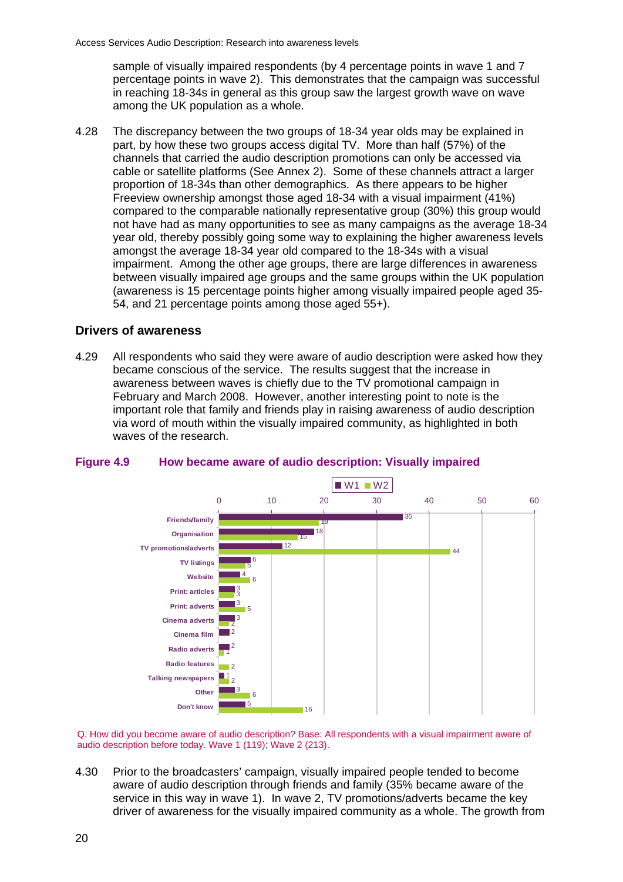sample of visually impaired respondents (by 4 percentage points in wave 1 and 7 percentage points in wave 2). This demonstrates that the campaign was successful in reaching 18-34s in general as this group saw the largest growth wave on wave among the UK population as a whole.

4.28 The discrepancy between the two groups of 18-34 year olds may be explained in part, by how these two groups access digital TV. More than half (57%) of the channels that carried the audio description promotions can only be accessed via cable or satellite platforms (See Annex 2). Some of these channels attract a larger proportion of 18-34s than other demographics. As there appears to be higher Freeview ownership amongst those aged 18-34 with a visual impairment (41%) compared to the comparable nationally representative group (30%) this group would not have had as many opportunities to see as many campaigns as the average 18-34 year old, thereby possibly going some way to explaining the higher awareness levels amongst the average 18-34 year old compared to the 18-34s with a visual impairment. Among the other age groups, there are large differences in awareness between visually impaired age groups and the same groups within the UK population (awareness is 15 percentage points higher among visually impaired people aged 35-54, and 21 percentage points among those aged 55+).

## Drivers of awareness

4.29 All respondents who said they were aware of audio description were asked how they became conscious of the service. The results suggest that the increase in awareness between waves is chiefly due to the TV promotional campaign in February and March 2008. However, another interesting point to note is the important role that family and friends play in raising awareness of audio description via word of mouth within the visually impaired community, as highlighted in both waves of the research.

**Figure 4.9 How became aware of audio description: Visually impaired**

| | W1 | W2 |
|---|---|---|
| Friends/family | 35 | 19 |
| Organisation | 18 | 15 |
| TV promotions/adverts | 12 | 44 |
| TV listings | 6 | 5 |
| Website | 4 | 6 |
| Print: articles | 3 | 3 |
| Print: adverts | 3 | 5 |
| Cinema adverts | 3 | 2 |
| Cinema film | 2 | |
| Radio adverts | 2 | 1 |
| Radio features | | 2 |
| Talking newspapers | 1 | 2 |
| Other | 3 | 6 |
| Don't know | 5 | 16 |

Q. How did you become aware of audio description? Base: All respondents with a visual impairment aware of audio description before today. Wave 1 (119); Wave 2 (213).

4.30 Prior to the broadcasters' campaign, visually impaired people tended to become aware of audio description through friends and family (35% became aware of the service in this way in wave 1). In wave 2, TV promotions/adverts became the key driver of awareness for the visually impaired community as a whole. The growth from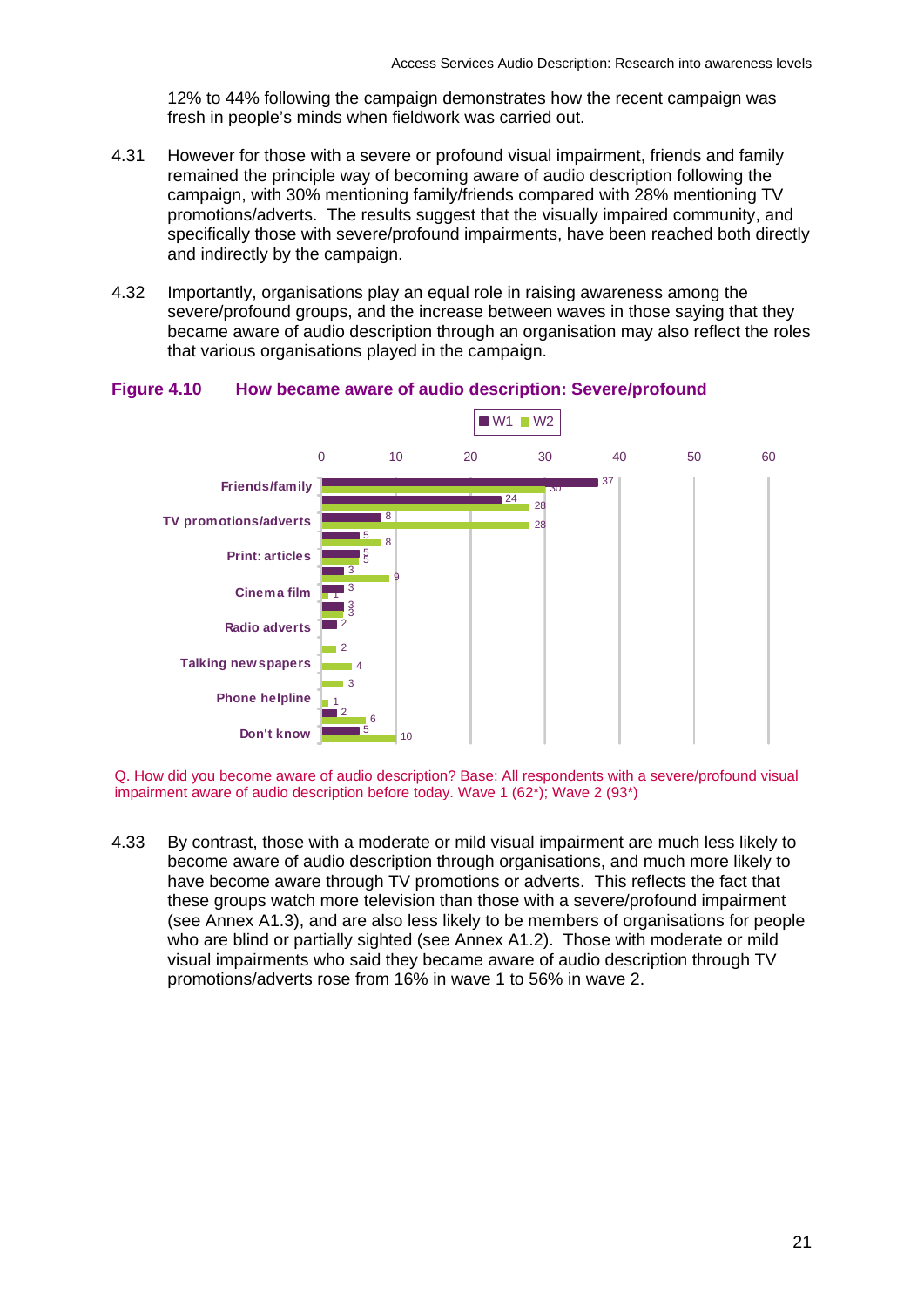12% to 44% following the campaign demonstrates how the recent campaign was fresh in people's minds when fieldwork was carried out.

4.31 However for those with a severe or profound visual impairment, friends and family remained the principle way of becoming aware of audio description following the campaign, with 30% mentioning family/friends compared with 28% mentioning TV promotions/adverts. The results suggest that the visually impaired community, and specifically those with severe/profound impairments, have been reached both directly and indirectly by the campaign.

4.32 Importantly, organisations play an equal role in raising awareness among the severe/profound groups, and the increase between waves in those saying that they became aware of audio description through an organisation may also reflect the roles that various organisations played in the campaign.

**Figure 4.10 How became aware of audio description: Severe/profound**

Q. How did you become aware of audio description? Base: All respondents with a severe/profound visual impairment aware of audio description before today. Wave 1 (62*); Wave 2 (93*)

4.33 By contrast, those with a moderate or mild visual impairment are much less likely to become aware of audio description through organisations, and much more likely to have become aware through TV promotions or adverts. This reflects the fact that these groups watch more television than those with a severe/profound impairment (see Annex A1.3), and are also less likely to be members of organisations for people who are blind or partially sighted (see Annex A1.2). Those with moderate or mild visual impairments who said they became aware of audio description through TV promotions/adverts rose from 16% in wave 1 to 56% in wave 2.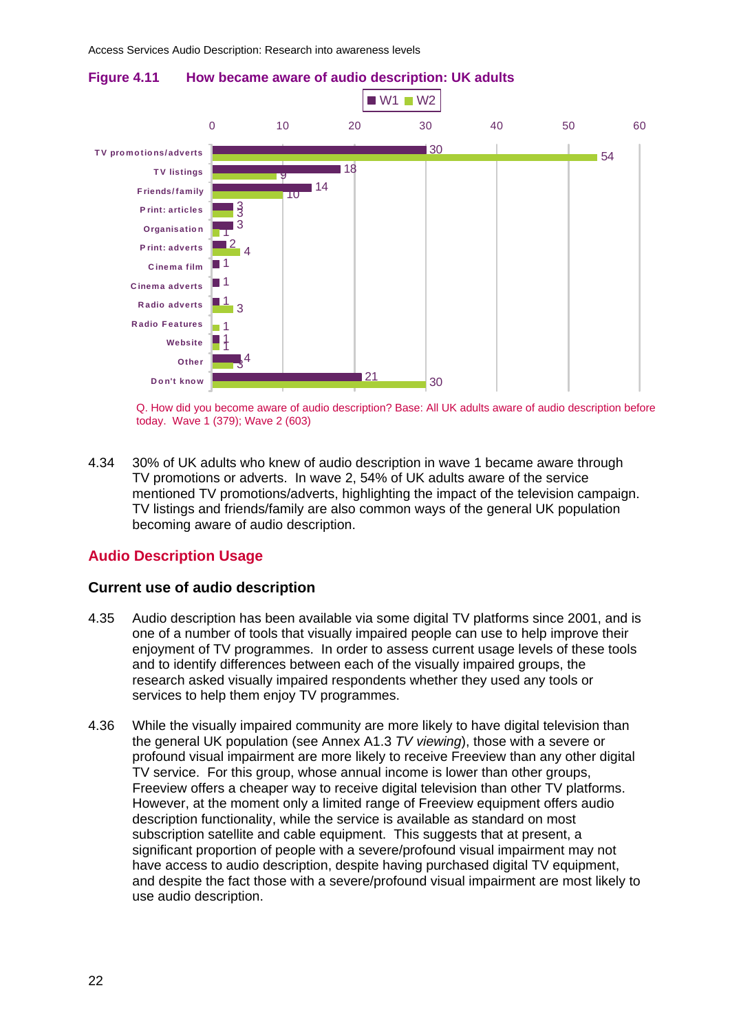**Figure 4.11 How became aware of audio description: UK adults**

| | W1 | W2 |
|---|---|---|
| TV promotions/adverts | 30 | 54 |
| TV listings | 18 | 9 |
| Friends/family | 14 | 10 |
| Print: articles | 3 | 3 |
| Organisation | 3 | 1 |
| Print: adverts | 2 | 4 |
| Cinema film | 1 | |
| Cinema adverts | 1 | |
| Radio adverts | 1 | 3 |
| Radio Features | | 1 |
| Website | 1 | 1 |
| Other | 4 | 3 |
| Don't know | 21 | 30 |

Q. How did you become aware of audio description? Base: All UK adults aware of audio description before today. Wave 1 (379); Wave 2 (603)

4.34 30% of UK adults who knew of audio description in wave 1 became aware through TV promotions or adverts. In wave 2, 54% of UK adults aware of the service mentioned TV promotions/adverts, highlighting the impact of the television campaign. TV listings and friends/family are also common ways of the general UK population becoming aware of audio description.

## Audio Description Usage

### Current use of audio description

4.35 Audio description has been available via some digital TV platforms since 2001, and is one of a number of tools that visually impaired people can use to help improve their enjoyment of TV programmes. In order to assess current usage levels of these tools and to identify differences between each of the visually impaired groups, the research asked visually impaired respondents whether they used any tools or services to help them enjoy TV programmes.

4.36 While the visually impaired community are more likely to have digital television than the general UK population (see Annex A1.3 *TV viewing*), those with a severe or profound visual impairment are more likely to receive Freeview than any other digital TV service. For this group, whose annual income is lower than other groups, Freeview offers a cheaper way to receive digital television than other TV platforms. However, at the moment only a limited range of Freeview equipment offers audio description functionality, while the service is available as standard on most subscription satellite and cable equipment. This suggests that at present, a significant proportion of people with a severe/profound visual impairment may not have access to audio description, despite having purchased digital TV equipment, and despite the fact those with a severe/profound visual impairment are most likely to use audio description.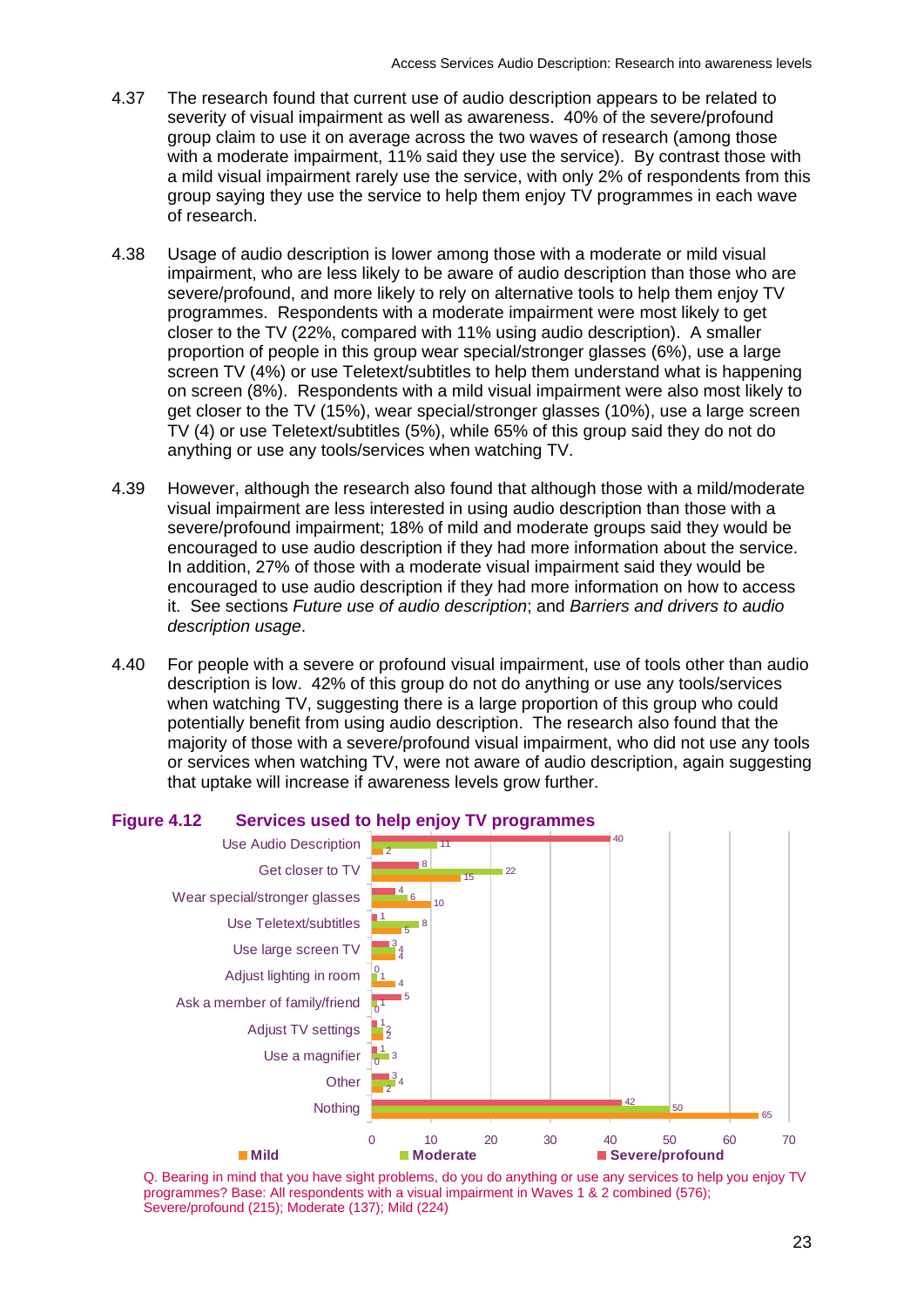4.37 The research found that current use of audio description appears to be related to severity of visual impairment as well as awareness. 40% of the severe/profound group claim to use it on average across the two waves of research (among those with a moderate impairment, 11% said they use the service). By contrast those with a mild visual impairment rarely use the service, with only 2% of respondents from this group saying they use the service to help them enjoy TV programmes in each wave of research.

4.38 Usage of audio description is lower among those with a moderate or mild visual impairment, who are less likely to be aware of audio description than those who are severe/profound, and more likely to rely on alternative tools to help them enjoy TV programmes. Respondents with a moderate impairment were most likely to get closer to the TV (22%, compared with 11% using audio description). A smaller proportion of people in this group wear special/stronger glasses (6%), use a large screen TV (4%) or use Teletext/subtitles to help them understand what is happening on screen (8%). Respondents with a mild visual impairment were also most likely to get closer to the TV (15%), wear special/stronger glasses (10%), use a large screen TV (4) or use Teletext/subtitles (5%), while 65% of this group said they do not do anything or use any tools/services when watching TV.

4.39 However, although the research also found that although those with a mild/moderate visual impairment are less interested in using audio description than those with a severe/profound impairment; 18% of mild and moderate groups said they would be encouraged to use audio description if they had more information about the service. In addition, 27% of those with a moderate visual impairment said they would be encouraged to use audio description if they had more information on how to access it. See sections *Future use of audio description*; and *Barriers and drivers to audio description usage*.

4.40 For people with a severe or profound visual impairment, use of tools other than audio description is low. 42% of this group do not do anything or use any tools/services when watching TV, suggesting there is a large proportion of this group who could potentially benefit from using audio description. The research also found that the majority of those with a severe/profound visual impairment, who did not use any tools or services when watching TV, were not aware of audio description, again suggesting that uptake will increase if awareness levels grow further.

**Figure 4.12 Services used to help enjoy TV programmes**

| Service | Severe/profound | Moderate | Mild |
|---|---|---|---|
| Use Audio Description | 40 | 11 | 2 |
| Get closer to TV | 8 | 22 | 15 |
| Wear special/stronger glasses | 4 | 6 | 10 |
| Use Teletext/subtitles | 1 | 8 | 5 |
| Use large screen TV | 3 | 4 | 4 |
| Adjust lighting in room | 0 | 1 | 4 |
| Ask a member of family/friend | 5 | 1 | 0 |
| Adjust TV settings | 1 | 2 | 2 |
| Use a magnifier | 1 | 3 | 0 |
| Other | 3 | 4 | 2 |
| Nothing | 42 | 50 | 65 |

Q. Bearing in mind that you have sight problems, do you do anything or use any services to help you enjoy TV programmes? Base: All respondents with a visual impairment in Waves 1 & 2 combined (576); Severe/profound (215); Moderate (137); Mild (224)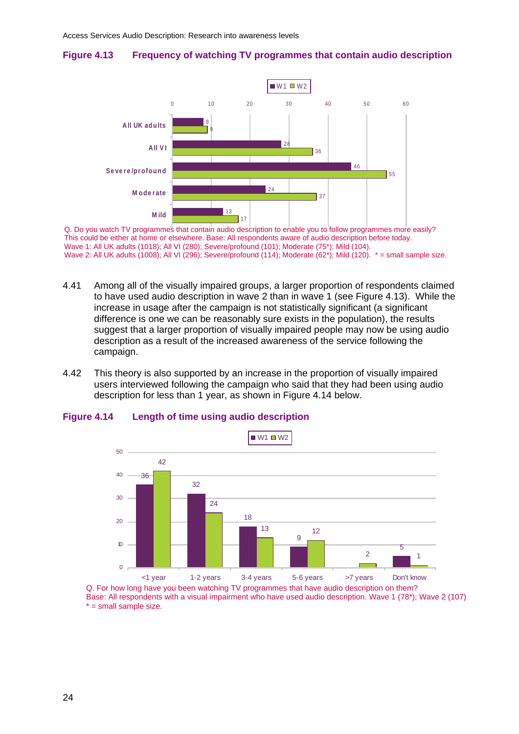**Figure 4.13 Frequency of watching TV programmes that contain audio description**

| | W1 | W2 |
|---|---|---|
| All UK adults | 8 | 9 |
| All VI | 28 | 36 |
| Severe/profound | 46 | 55 |
| Moderate | 24 | 37 |
| Mild | 13 | 17 |

Q. Do you watch TV programmes that contain audio description to enable you to follow programmes more easily? This could be either at home or elsewhere. Base: All respondents aware of audio description before today.
Wave 1: All UK adults (1018); All VI (280); Severe/profound (101); Moderate (75*); Mild (104).
Wave 2: All UK adults (1008); All VI (296); Severe/profound (114); Moderate (62*); Mild (120). * = small sample size.

4.41 Among all of the visually impaired groups, a larger proportion of respondents claimed to have used audio description in wave 2 than in wave 1 (see Figure 4.13). While the increase in usage after the campaign is not statistically significant (a significant difference is one we can be reasonably sure exists in the population), the results suggest that a larger proportion of visually impaired people may now be using audio description as a result of the increased awareness of the service following the campaign.

4.42 This theory is also supported by an increase in the proportion of visually impaired users interviewed following the campaign who said that they had been using audio description for less than 1 year, as shown in Figure 4.14 below.

**Figure 4.14 Length of time using audio description**

| | W1 | W2 |
|---|---|---|
| <1 year | 36 | 42 |
| 1-2 years | 32 | 24 |
| 3-4 years | 18 | 13 |
| 5-6 years | 9 | 12 |
| >7 years | | 2 |
| Don't know | 5 | 1 |

Q. For how long have you been watching TV programmes that have audio description on them?
Base: All respondents with a visual impairment who have used audio description. Wave 1 (78*); Wave 2 (107)
* = small sample size.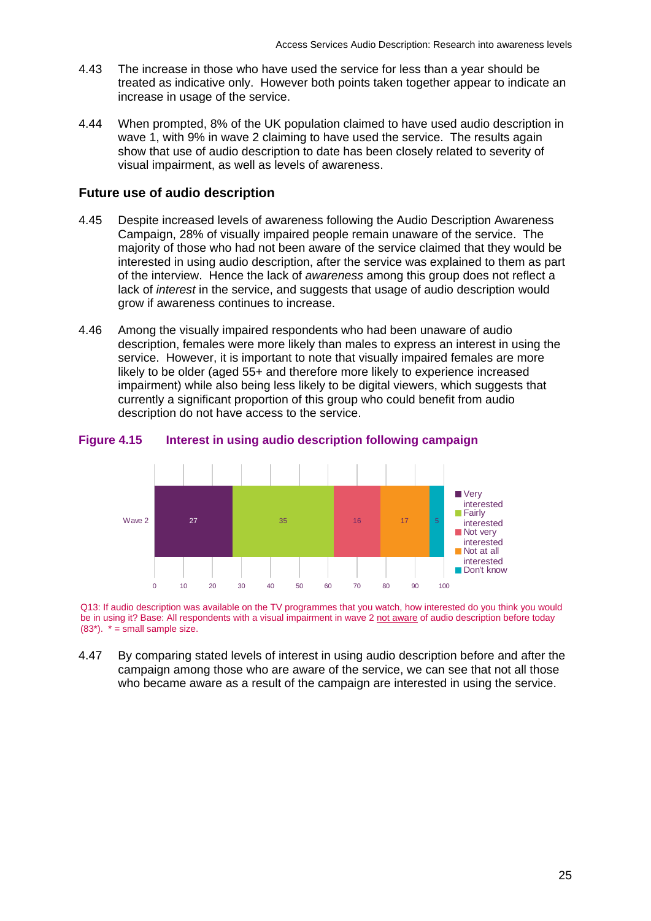4.43 The increase in those who have used the service for less than a year should be treated as indicative only. However both points taken together appear to indicate an increase in usage of the service.

4.44 When prompted, 8% of the UK population claimed to have used audio description in wave 1, with 9% in wave 2 claiming to have used the service. The results again show that use of audio description to date has been closely related to severity of visual impairment, as well as levels of awareness.

## Future use of audio description

4.45 Despite increased levels of awareness following the Audio Description Awareness Campaign, 28% of visually impaired people remain unaware of the service. The majority of those who had not been aware of the service claimed that they would be interested in using audio description, after the service was explained to them as part of the interview. Hence the lack of *awareness* among this group does not reflect a lack of *interest* in the service, and suggests that usage of audio description would grow if awareness continues to increase.

4.46 Among the visually impaired respondents who had been unaware of audio description, females were more likely than males to express an interest in using the service. However, it is important to note that visually impaired females are more likely to be older (aged 55+ and therefore more likely to experience increased impairment) while also being less likely to be digital viewers, which suggests that currently a significant proportion of this group who could benefit from audio description do not have access to the service.

**Figure 4.15 Interest in using audio description following campaign**

| | Very interested | Fairly interested | Not very interested | Not at all interested | Don't know |
|---|---|---|---|---|---|
| Wave 2 | 27 | 35 | 16 | 17 | 5 |

Q13: If audio description was available on the TV programmes that you watch, how interested do you think you would be in using it? Base: All respondents with a visual impairment in wave 2 not aware of audio description before today (83*). * = small sample size.

4.47 By comparing stated levels of interest in using audio description before and after the campaign among those who are aware of the service, we can see that not all those who became aware as a result of the campaign are interested in using the service.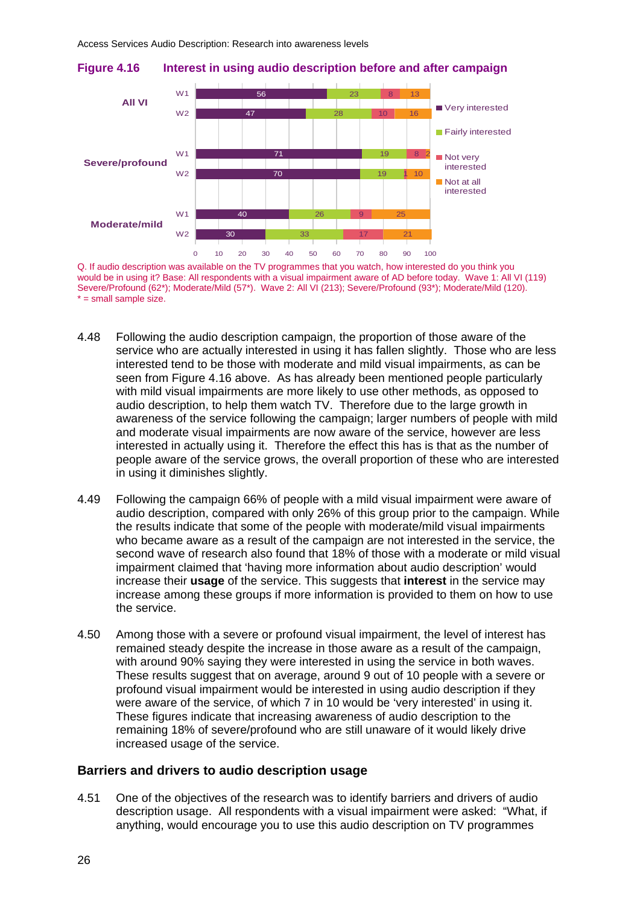**Figure 4.16 Interest in using audio description before and after campaign**

| | | Very interested | Fairly interested | Not very interested | Not at all interested |
|---|---|---|---|---|---|
| All VI | W1 | 56 | 23 | 8 | 13 |
| | W2 | 47 | 28 | 10 | 16 |
| Severe/profound | W1 | 71 | 19 | 8 | 2 |
| | W2 | 70 | 19 | 1 | 10 |
| Moderate/mild | W1 | 40 | 26 | 9 | 25 |
| | W2 | 30 | 33 | 17 | 21 |

Q. If audio description was available on the TV programmes that you watch, how interested do you think you would be in using it? Base: All respondents with a visual impairment aware of AD before today. Wave 1: All VI (119) Severe/Profound (62*); Moderate/Mild (57*). Wave 2: All VI (213); Severe/Profound (93*); Moderate/Mild (120).
* = small sample size.

4.48 Following the audio description campaign, the proportion of those aware of the service who are actually interested in using it has fallen slightly. Those who are less interested tend to be those with moderate and mild visual impairments, as can be seen from Figure 4.16 above. As has already been mentioned people particularly with mild visual impairments are more likely to use other methods, as opposed to audio description, to help them watch TV. Therefore due to the large growth in awareness of the service following the campaign; larger numbers of people with mild and moderate visual impairments are now aware of the service, however are less interested in actually using it. Therefore the effect this has is that as the number of people aware of the service grows, the overall proportion of these who are interested in using it diminishes slightly.

4.49 Following the campaign 66% of people with a mild visual impairment were aware of audio description, compared with only 26% of this group prior to the campaign. While the results indicate that some of the people with moderate/mild visual impairments who became aware as a result of the campaign are not interested in the service, the second wave of research also found that 18% of those with a moderate or mild visual impairment claimed that 'having more information about audio description' would increase their **usage** of the service. This suggests that **interest** in the service may increase among these groups if more information is provided to them on how to use the service.

4.50 Among those with a severe or profound visual impairment, the level of interest has remained steady despite the increase in those aware as a result of the campaign, with around 90% saying they were interested in using the service in both waves. These results suggest that on average, around 9 out of 10 people with a severe or profound visual impairment would be interested in using audio description if they were aware of the service, of which 7 in 10 would be 'very interested' in using it. These figures indicate that increasing awareness of audio description to the remaining 18% of severe/profound who are still unaware of it would likely drive increased usage of the service.

## Barriers and drivers to audio description usage

4.51 One of the objectives of the research was to identify barriers and drivers of audio description usage. All respondents with a visual impairment were asked: "What, if anything, would encourage you to use this audio description on TV programmes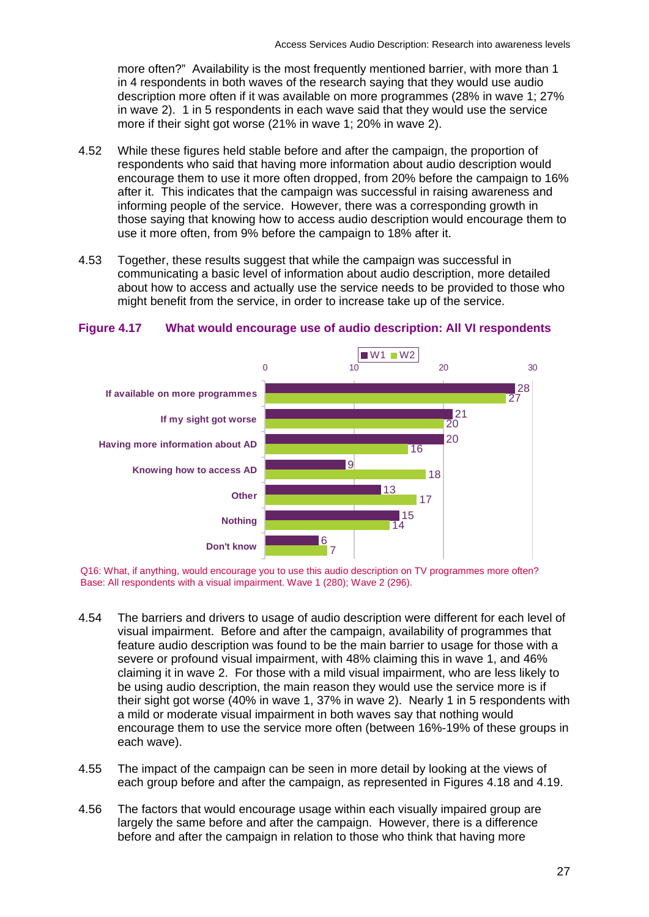more often?" Availability is the most frequently mentioned barrier, with more than 1 in 4 respondents in both waves of the research saying that they would use audio description more often if it was available on more programmes (28% in wave 1; 27% in wave 2). 1 in 5 respondents in each wave said that they would use the service more if their sight got worse (21% in wave 1; 20% in wave 2).

4.52 While these figures held stable before and after the campaign, the proportion of respondents who said that having more information about audio description would encourage them to use it more often dropped, from 20% before the campaign to 16% after it. This indicates that the campaign was successful in raising awareness and informing people of the service. However, there was a corresponding growth in those saying that knowing how to access audio description would encourage them to use it more often, from 9% before the campaign to 18% after it.

4.53 Together, these results suggest that while the campaign was successful in communicating a basic level of information about audio description, more detailed about how to access and actually use the service needs to be provided to those who might benefit from the service, in order to increase take up of the service.

**Figure 4.17 What would encourage use of audio description: All VI respondents**

| | W1 | W2 |
|---|---|---|
| If available on more programmes | 28 | 27 |
| If my sight got worse | 21 | 20 |
| Having more information about AD | 20 | 16 |
| Knowing how to access AD | 9 | 18 |
| Other | 13 | 17 |
| Nothing | 15 | 14 |
| Don't know | 6 | 7 |

Q16: What, if anything, would encourage you to use this audio description on TV programmes more often?
Base: All respondents with a visual impairment. Wave 1 (280); Wave 2 (296).

4.54 The barriers and drivers to usage of audio description were different for each level of visual impairment. Before and after the campaign, availability of programmes that feature audio description was found to be the main barrier to usage for those with a severe or profound visual impairment, with 48% claiming this in wave 1, and 46% claiming it in wave 2. For those with a mild visual impairment, who are less likely to be using audio description, the main reason they would use the service more is if their sight got worse (40% in wave 1, 37% in wave 2). Nearly 1 in 5 respondents with a mild or moderate visual impairment in both waves say that nothing would encourage them to use the service more often (between 16%-19% of these groups in each wave).

4.55 The impact of the campaign can be seen in more detail by looking at the views of each group before and after the campaign, as represented in Figures 4.18 and 4.19.

4.56 The factors that would encourage usage within each visually impaired group are largely the same before and after the campaign. However, there is a difference before and after the campaign in relation to those who think that having more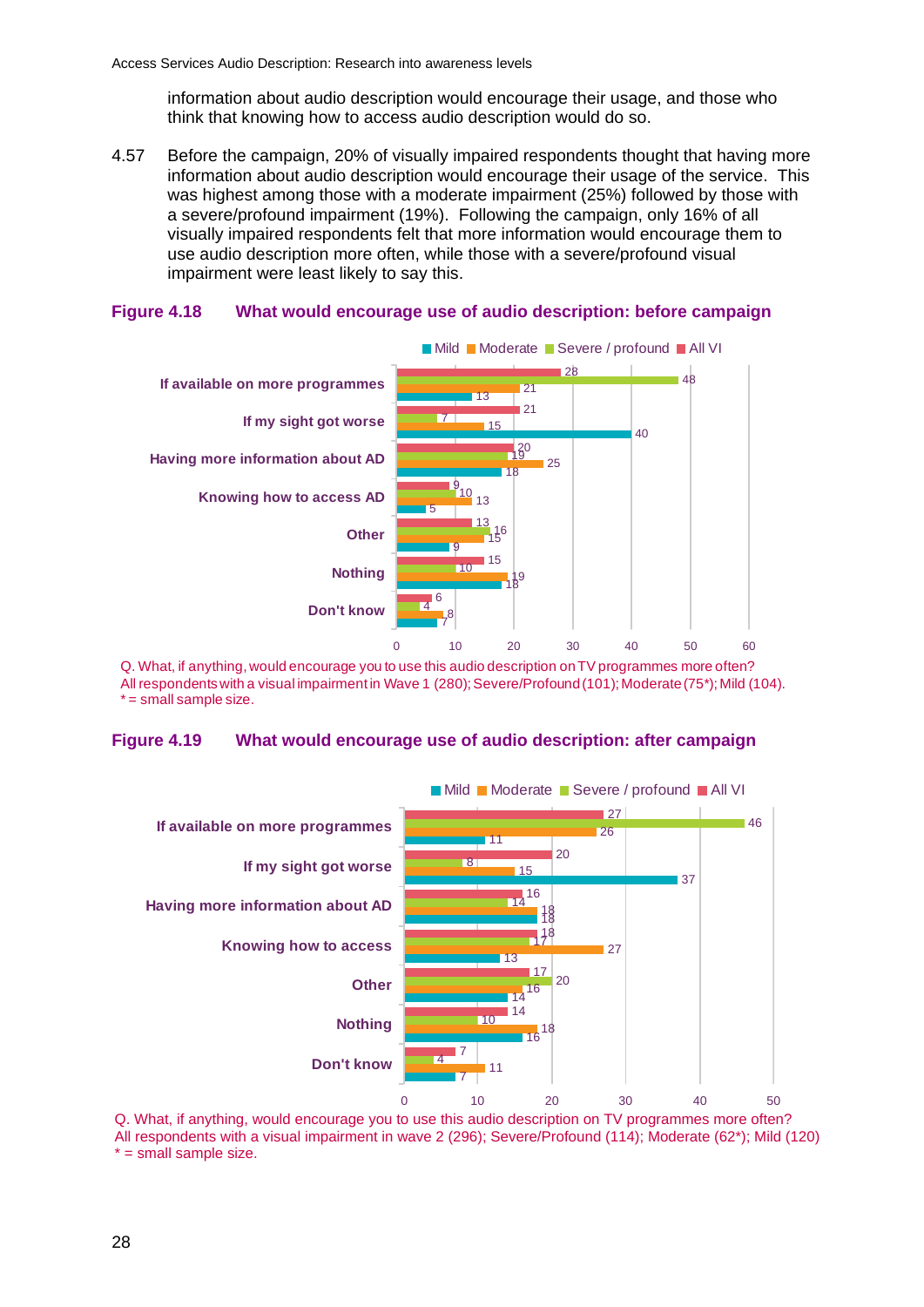information about audio description would encourage their usage, and those who think that knowing how to access audio description would do so.

4.57 Before the campaign, 20% of visually impaired respondents thought that having more information about audio description would encourage their usage of the service. This was highest among those with a moderate impairment (25%) followed by those with a severe/profound impairment (19%). Following the campaign, only 16% of all visually impaired respondents felt that more information would encourage them to use audio description more often, while those with a severe/profound visual impairment were least likely to say this.

**Figure 4.18 What would encourage use of audio description: before campaign**

| | Mild | Moderate | Severe / profound | All VI |
|---|---|---|---|---|
| If available on more programmes | 13 | 21 | 48 | 28 |
| If my sight got worse | 40 | 15 | 7 | 21 |
| Having more information about AD | 18 | 25 | 19 | 20 |
| Knowing how to access AD | 5 | 13 | 10 | 9 |
| Other | 9 | 15 | 16 | 13 |
| Nothing | 18 | 19 | 10 | 15 |
| Don't know | 7 | 8 | 4 | 6 |

Q. What, if anything, would encourage you to use this audio description on TV programmes more often?
All respondents with a visual impairment in Wave 1 (280); Severe/Profound (101); Moderate (75*); Mild (104).
* = small sample size.

**Figure 4.19 What would encourage use of audio description: after campaign**

| | Mild | Moderate | Severe / profound | All VI |
|---|---|---|---|---|
| If available on more programmes | 11 | 26 | 46 | 27 |
| If my sight got worse | 37 | 15 | 8 | 20 |
| Having more information about AD | 18 | 18 | 14 | 16 |
| Knowing how to access | 13 | 27 | 17 | 18 |
| Other | 14 | 16 | 20 | 17 |
| Nothing | 16 | 18 | 10 | 14 |
| Don't know | 7 | 11 | 4 | 7 |

Q. What, if anything, would encourage you to use this audio description on TV programmes more often?
All respondents with a visual impairment in wave 2 (296); Severe/Profound (114); Moderate (62*); Mild (120)
* = small sample size.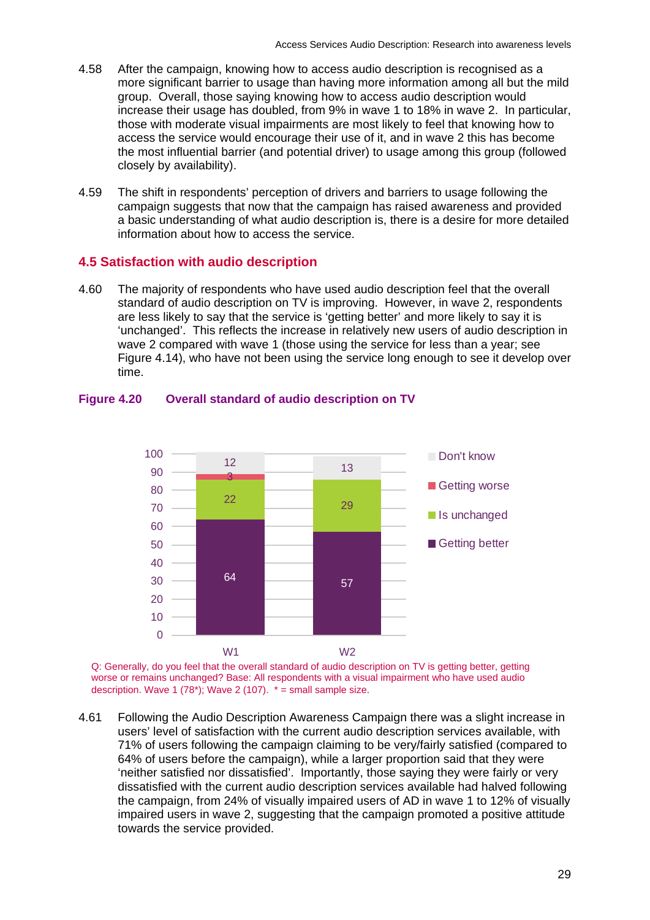4.58 After the campaign, knowing how to access audio description is recognised as a more significant barrier to usage than having more information among all but the mild group. Overall, those saying knowing how to access audio description would increase their usage has doubled, from 9% in wave 1 to 18% in wave 2. In particular, those with moderate visual impairments are most likely to feel that knowing how to access the service would encourage their use of it, and in wave 2 this has become the most influential barrier (and potential driver) to usage among this group (followed closely by availability).

4.59 The shift in respondents' perception of drivers and barriers to usage following the campaign suggests that now that the campaign has raised awareness and provided a basic understanding of what audio description is, there is a desire for more detailed information about how to access the service.

## 4.5 Satisfaction with audio description

4.60 The majority of respondents who have used audio description feel that the overall standard of audio description on TV is improving. However, in wave 2, respondents are less likely to say that the service is 'getting better' and more likely to say it is 'unchanged'. This reflects the increase in relatively new users of audio description in wave 2 compared with wave 1 (those using the service for less than a year; see Figure 4.14), who have not been using the service long enough to see it develop over time.

**Figure 4.20 Overall standard of audio description on TV**

| | W1 | W2 |
|---|---|---|
| Don't know | 12 | 13 |
| Getting worse | 3 | |
| Is unchanged | 22 | 29 |
| Getting better | 64 | 57 |

Q: Generally, do you feel that the overall standard of audio description on TV is getting better, getting worse or remains unchanged? Base: All respondents with a visual impairment who have used audio description. Wave 1 (78*); Wave 2 (107). * = small sample size.

4.61 Following the Audio Description Awareness Campaign there was a slight increase in users' level of satisfaction with the current audio description services available, with 71% of users following the campaign claiming to be very/fairly satisfied (compared to 64% of users before the campaign), while a larger proportion said that they were 'neither satisfied nor dissatisfied'. Importantly, those saying they were fairly or very dissatisfied with the current audio description services available had halved following the campaign, from 24% of visually impaired users of AD in wave 1 to 12% of visually impaired users in wave 2, suggesting that the campaign promoted a positive attitude towards the service provided.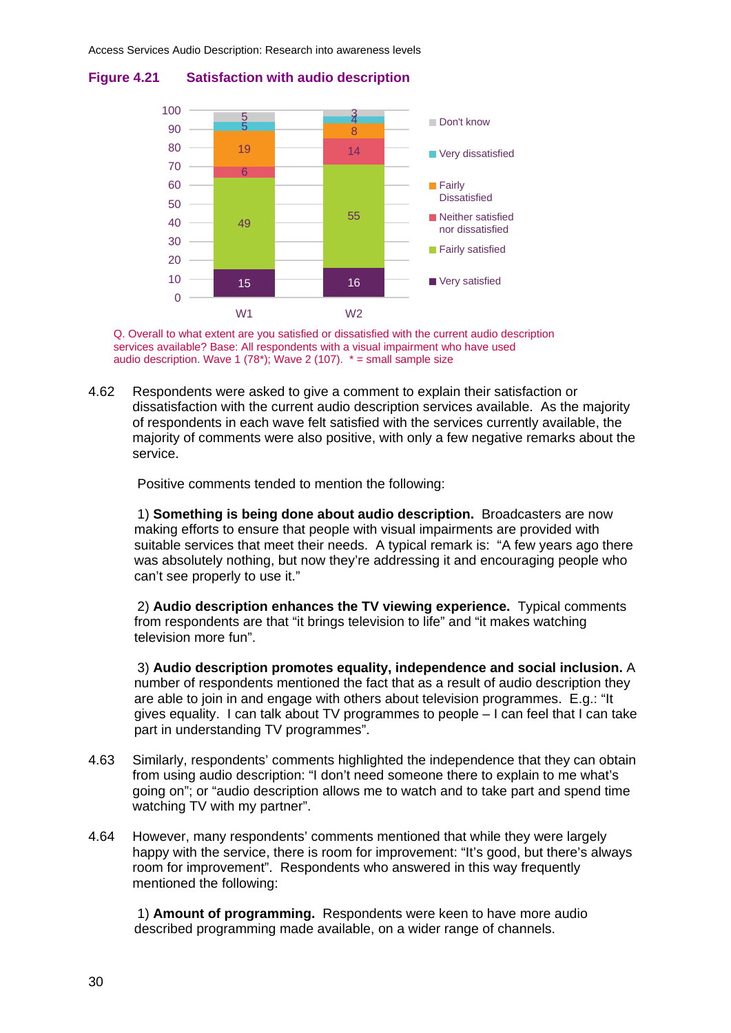**Figure 4.21 Satisfaction with audio description**

| | W1 | W2 |
|---|---|---|
| Don't know | 5 | 3 |
| Very dissatisfied | 5 | 4 |
| Fairly Dissatisfied | 19 | 8 |
| Neither satisfied nor dissatisfied | 6 | 14 |
| Fairly satisfied | 49 | 55 |
| Very satisfied | 15 | 16 |

Q. Overall to what extent are you satisfied or dissatisfied with the current audio description services available? Base: All respondents with a visual impairment who have used audio description. Wave 1 (78*); Wave 2 (107). * = small sample size

4.62 Respondents were asked to give a comment to explain their satisfaction or dissatisfaction with the current audio description services available. As the majority of respondents in each wave felt satisfied with the services currently available, the majority of comments were also positive, with only a few negative remarks about the service.

Positive comments tended to mention the following:

1) **Something is being done about audio description.** Broadcasters are now making efforts to ensure that people with visual impairments are provided with suitable services that meet their needs. A typical remark is: "A few years ago there was absolutely nothing, but now they're addressing it and encouraging people who can't see properly to use it."

2) **Audio description enhances the TV viewing experience.** Typical comments from respondents are that "it brings television to life" and "it makes watching television more fun".

3) **Audio description promotes equality, independence and social inclusion.** A number of respondents mentioned the fact that as a result of audio description they are able to join in and engage with others about television programmes. E.g.: "It gives equality. I can talk about TV programmes to people – I can feel that I can take part in understanding TV programmes".

4.63 Similarly, respondents' comments highlighted the independence that they can obtain from using audio description: "I don't need someone there to explain to me what's going on"; or "audio description allows me to watch and to take part and spend time watching TV with my partner".

4.64 However, many respondents' comments mentioned that while they were largely happy with the service, there is room for improvement: "It's good, but there's always room for improvement". Respondents who answered in this way frequently mentioned the following:

1) **Amount of programming.** Respondents were keen to have more audio described programming made available, on a wider range of channels.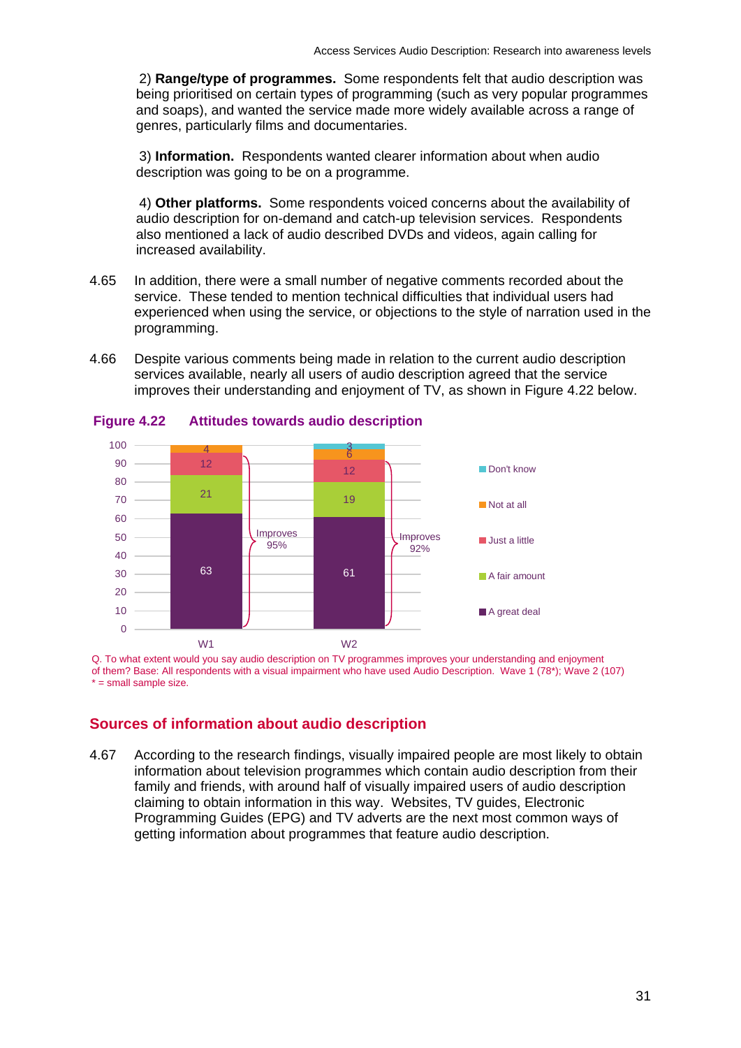2) **Range/type of programmes.** Some respondents felt that audio description was being prioritised on certain types of programming (such as very popular programmes and soaps), and wanted the service made more widely available across a range of genres, particularly films and documentaries.

3) **Information.** Respondents wanted clearer information about when audio description was going to be on a programme.

4) **Other platforms.** Some respondents voiced concerns about the availability of audio description for on-demand and catch-up television services. Respondents also mentioned a lack of audio described DVDs and videos, again calling for increased availability.

4.65 In addition, there were a small number of negative comments recorded about the service. These tended to mention technical difficulties that individual users had experienced when using the service, or objections to the style of narration used in the programming.

4.66 Despite various comments being made in relation to the current audio description services available, nearly all users of audio description agreed that the service improves their understanding and enjoyment of TV, as shown in Figure 4.22 below.

**Figure 4.22 Attitudes towards audio description**

| | W1 | W2 |
|---|---|---|
| Don't know | | 3 |
| Not at all | 4 | 6 |
| Just a little | 12 | 12 |
| A fair amount | 21 | 19 |
| A great deal | 63 | 61 |
| Improves | 95% | 92% |

Q. To what extent would you say audio description on TV programmes improves your understanding and enjoyment of them? Base: All respondents with a visual impairment who have used Audio Description. Wave 1 (78*); Wave 2 (107) * = small sample size.

## Sources of information about audio description

4.67 According to the research findings, visually impaired people are most likely to obtain information about television programmes which contain audio description from their family and friends, with around half of visually impaired users of audio description claiming to obtain information in this way. Websites, TV guides, Electronic Programming Guides (EPG) and TV adverts are the next most common ways of getting information about programmes that feature audio description.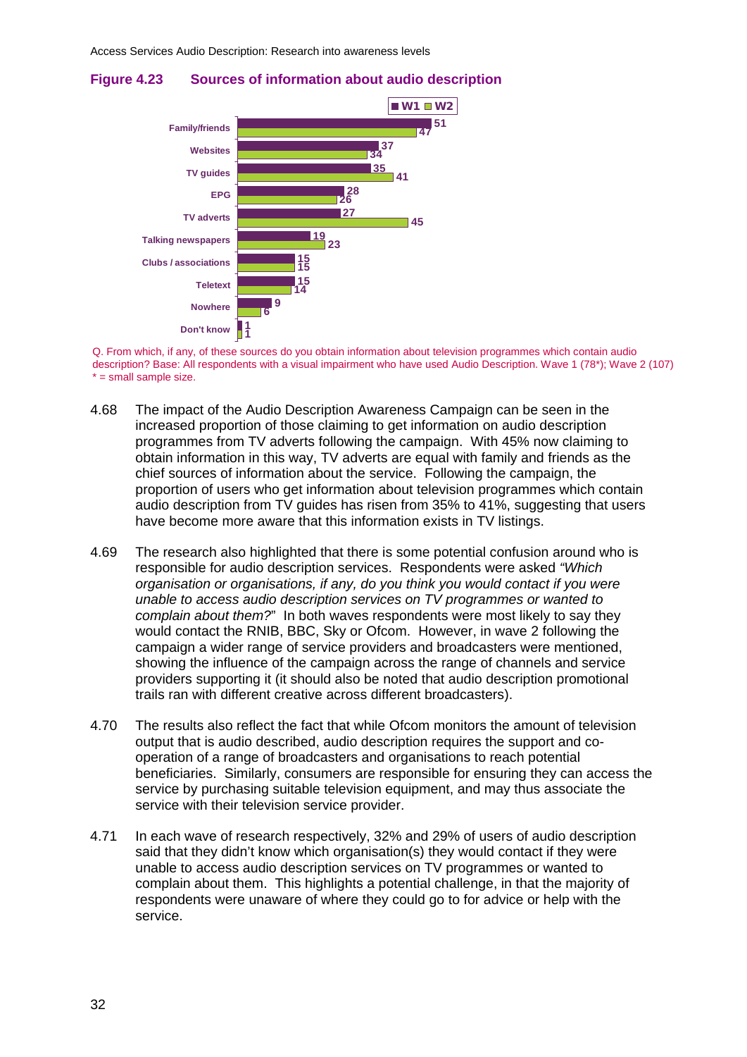**Figure 4.23 Sources of information about audio description**

| Source | W1 | W2 |
|---|---|---|
| Family/friends | 51 | 47 |
| Websites | 37 | 34 |
| TV guides | 35 | 41 |
| EPG | 28 | 26 |
| TV adverts | 27 | 45 |
| Talking newspapers | 19 | 23 |
| Clubs / associations | 15 | 15 |
| Teletext | 15 | 14 |
| Nowhere | 9 | 6 |
| Don't know | 1 | 1 |

Q. From which, if any, of these sources do you obtain information about television programmes which contain audio description? Base: All respondents with a visual impairment who have used Audio Description. Wave 1 (78*); Wave 2 (107)
* = small sample size.

4.68 The impact of the Audio Description Awareness Campaign can be seen in the increased proportion of those claiming to get information on audio description programmes from TV adverts following the campaign. With 45% now claiming to obtain information in this way, TV adverts are equal with family and friends as the chief sources of information about the service. Following the campaign, the proportion of users who get information about television programmes which contain audio description from TV guides has risen from 35% to 41%, suggesting that users have become more aware that this information exists in TV listings.

4.69 The research also highlighted that there is some potential confusion around who is responsible for audio description services. Respondents were asked *"Which organisation or organisations, if any, do you think you would contact if you were unable to access audio description services on TV programmes or wanted to complain about them?"* In both waves respondents were most likely to say they would contact the RNIB, BBC, Sky or Ofcom. However, in wave 2 following the campaign a wider range of service providers and broadcasters were mentioned, showing the influence of the campaign across the range of channels and service providers supporting it (it should also be noted that audio description promotional trails ran with different creative across different broadcasters).

4.70 The results also reflect the fact that while Ofcom monitors the amount of television output that is audio described, audio description requires the support and co-operation of a range of broadcasters and organisations to reach potential beneficiaries. Similarly, consumers are responsible for ensuring they can access the service by purchasing suitable television equipment, and may thus associate the service with their television service provider.

4.71 In each wave of research respectively, 32% and 29% of users of audio description said that they didn't know which organisation(s) they would contact if they were unable to access audio description services on TV programmes or wanted to complain about them. This highlights a potential challenge, in that the majority of respondents were unaware of where they could go to for advice or help with the service.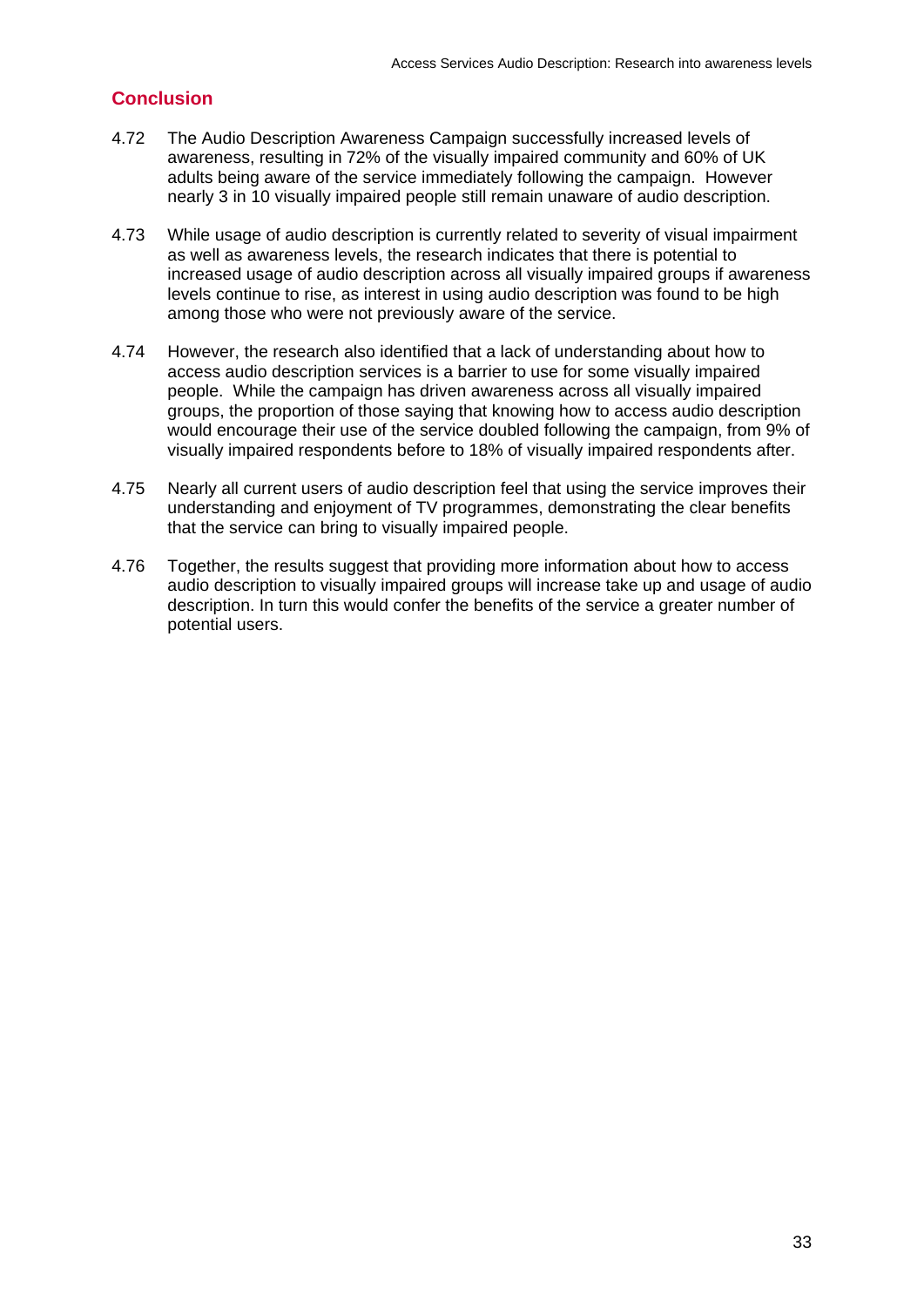## Conclusion

4.72 The Audio Description Awareness Campaign successfully increased levels of awareness, resulting in 72% of the visually impaired community and 60% of UK adults being aware of the service immediately following the campaign. However nearly 3 in 10 visually impaired people still remain unaware of audio description.

4.73 While usage of audio description is currently related to severity of visual impairment as well as awareness levels, the research indicates that there is potential to increased usage of audio description across all visually impaired groups if awareness levels continue to rise, as interest in using audio description was found to be high among those who were not previously aware of the service.

4.74 However, the research also identified that a lack of understanding about how to access audio description services is a barrier to use for some visually impaired people. While the campaign has driven awareness across all visually impaired groups, the proportion of those saying that knowing how to access audio description would encourage their use of the service doubled following the campaign, from 9% of visually impaired respondents before to 18% of visually impaired respondents after.

4.75 Nearly all current users of audio description feel that using the service improves their understanding and enjoyment of TV programmes, demonstrating the clear benefits that the service can bring to visually impaired people.

4.76 Together, the results suggest that providing more information about how to access audio description to visually impaired groups will increase take up and usage of audio description. In turn this would confer the benefits of the service a greater number of potential users.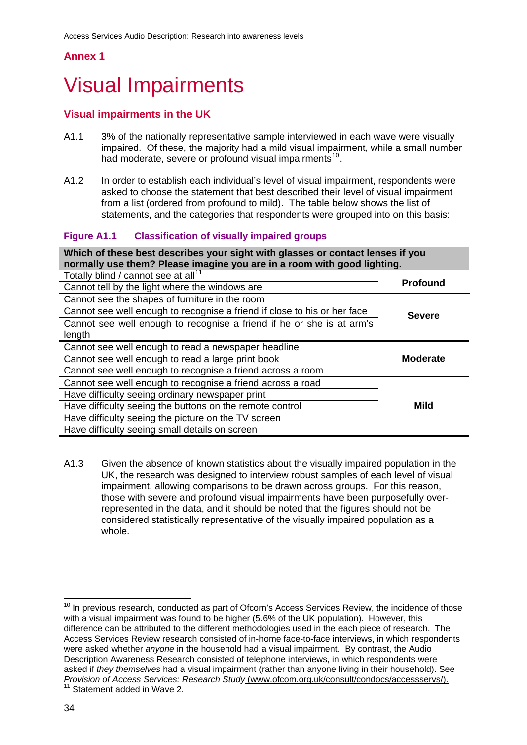## Annex 1

# Visual Impairments

### Visual impairments in the UK

A1.1 3% of the nationally representative sample interviewed in each wave were visually impaired. Of these, the majority had a mild visual impairment, while a small number had moderate, severe or profound visual impairments[10].

A1.2 In order to establish each individual's level of visual impairment, respondents were asked to choose the statement that best described their level of visual impairment from a list (ordered from profound to mild). The table below shows the list of statements, and the categories that respondents were grouped into on this basis:

**Figure A1.1 Classification of visually impaired groups**

| Which of these best describes your sight with glasses or contact lenses if you normally use them? Please imagine you are in a room with good lighting. | |
|---|---|
| Totally blind / cannot see at all[11] | **Profound** |
| Cannot tell by the light where the windows are | |
| Cannot see the shapes of furniture in the room | **Severe** |
| Cannot see well enough to recognise a friend if close to his or her face | |
| Cannot see well enough to recognise a friend if he or she is at arm's length | |
| Cannot see well enough to read a newspaper headline | **Moderate** |
| Cannot see well enough to read a large print book | |
| Cannot see well enough to recognise a friend across a room | |
| Cannot see well enough to recognise a friend across a road | **Mild** |
| Have difficulty seeing ordinary newspaper print | |
| Have difficulty seeing the buttons on the remote control | |
| Have difficulty seeing the picture on the TV screen | |
| Have difficulty seeing small details on screen | |

A1.3 Given the absence of known statistics about the visually impaired population in the UK, the research was designed to interview robust samples of each level of visual impairment, allowing comparisons to be drawn across groups. For this reason, those with severe and profound visual impairments have been purposefully over-represented in the data, and it should be noted that the figures should not be considered statistically representative of the visually impaired population as a whole.

---

[10] In previous research, conducted as part of Ofcom's Access Services Review, the incidence of those with a visual impairment was found to be higher (5.6% of the UK population). However, this difference can be attributed to the different methodologies used in the each piece of research. The Access Services Review research consisted of in-home face-to-face interviews, in which respondents were asked whether *anyone* in the household had a visual impairment. By contrast, the Audio Description Awareness Research consisted of telephone interviews, in which respondents were asked if *they themselves* had a visual impairment (rather than anyone living in their household). See *Provision of Access Services: Research Study* (www.ofcom.org.uk/consult/condocs/accessservs/).

[11] Statement added in Wave 2.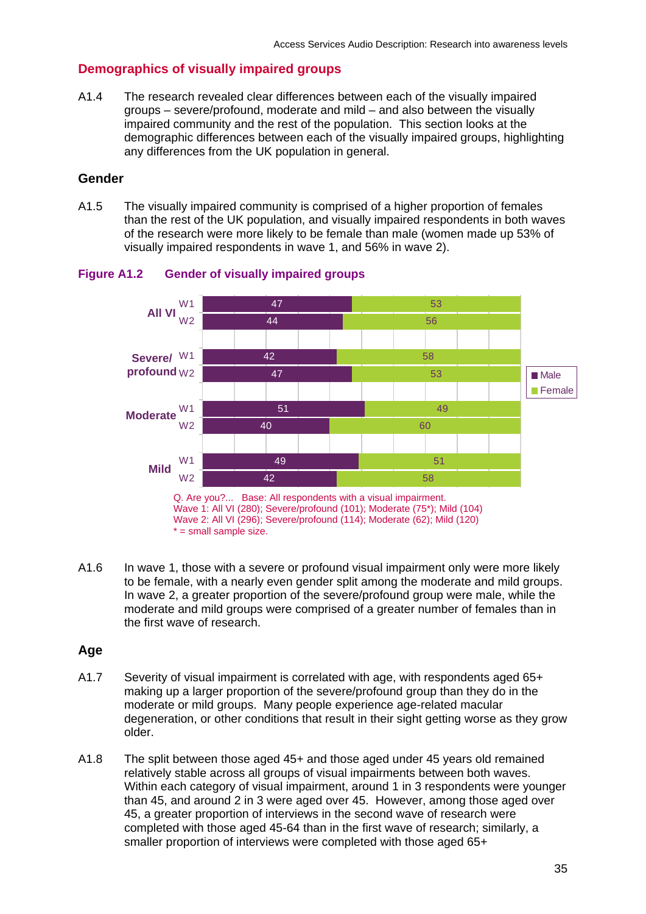## Demographics of visually impaired groups

A1.4 The research revealed clear differences between each of the visually impaired groups – severe/profound, moderate and mild – and also between the visually impaired community and the rest of the population. This section looks at the demographic differences between each of the visually impaired groups, highlighting any differences from the UK population in general.

### Gender

A1.5 The visually impaired community is comprised of a higher proportion of females than the rest of the UK population, and visually impaired respondents in both waves of the research were more likely to be female than male (women made up 53% of visually impaired respondents in wave 1, and 56% in wave 2).

**Figure A1.2 Gender of visually impaired groups**

| Group | Wave | Male | Female |
|---|---|---|---|
| All VI | W1 | 47 | 53 |
| All VI | W2 | 44 | 56 |
| Severe/profound | W1 | 42 | 58 |
| Severe/profound | W2 | 47 | 53 |
| Moderate | W1 | 51 | 49 |
| Moderate | W2 | 40 | 60 |
| Mild | W1 | 49 | 51 |
| Mild | W2 | 42 | 58 |

Q. Are you?... Base: All respondents with a visual impairment.
Wave 1: All VI (280); Severe/profound (101); Moderate (75*); Mild (104)
Wave 2: All VI (296); Severe/profound (114); Moderate (62); Mild (120)
* = small sample size.

A1.6 In wave 1, those with a severe or profound visual impairment only were more likely to be female, with a nearly even gender split among the moderate and mild groups. In wave 2, a greater proportion of the severe/profound group were male, while the moderate and mild groups were comprised of a greater number of females than in the first wave of research.

### Age

A1.7 Severity of visual impairment is correlated with age, with respondents aged 65+ making up a larger proportion of the severe/profound group than they do in the moderate or mild groups. Many people experience age-related macular degeneration, or other conditions that result in their sight getting worse as they grow older.

A1.8 The split between those aged 45+ and those aged under 45 years old remained relatively stable across all groups of visual impairments between both waves. Within each category of visual impairment, around 1 in 3 respondents were younger than 45, and around 2 in 3 were aged over 45. However, among those aged over 45, a greater proportion of interviews in the second wave of research were completed with those aged 45-64 than in the first wave of research; similarly, a smaller proportion of interviews were completed with those aged 65+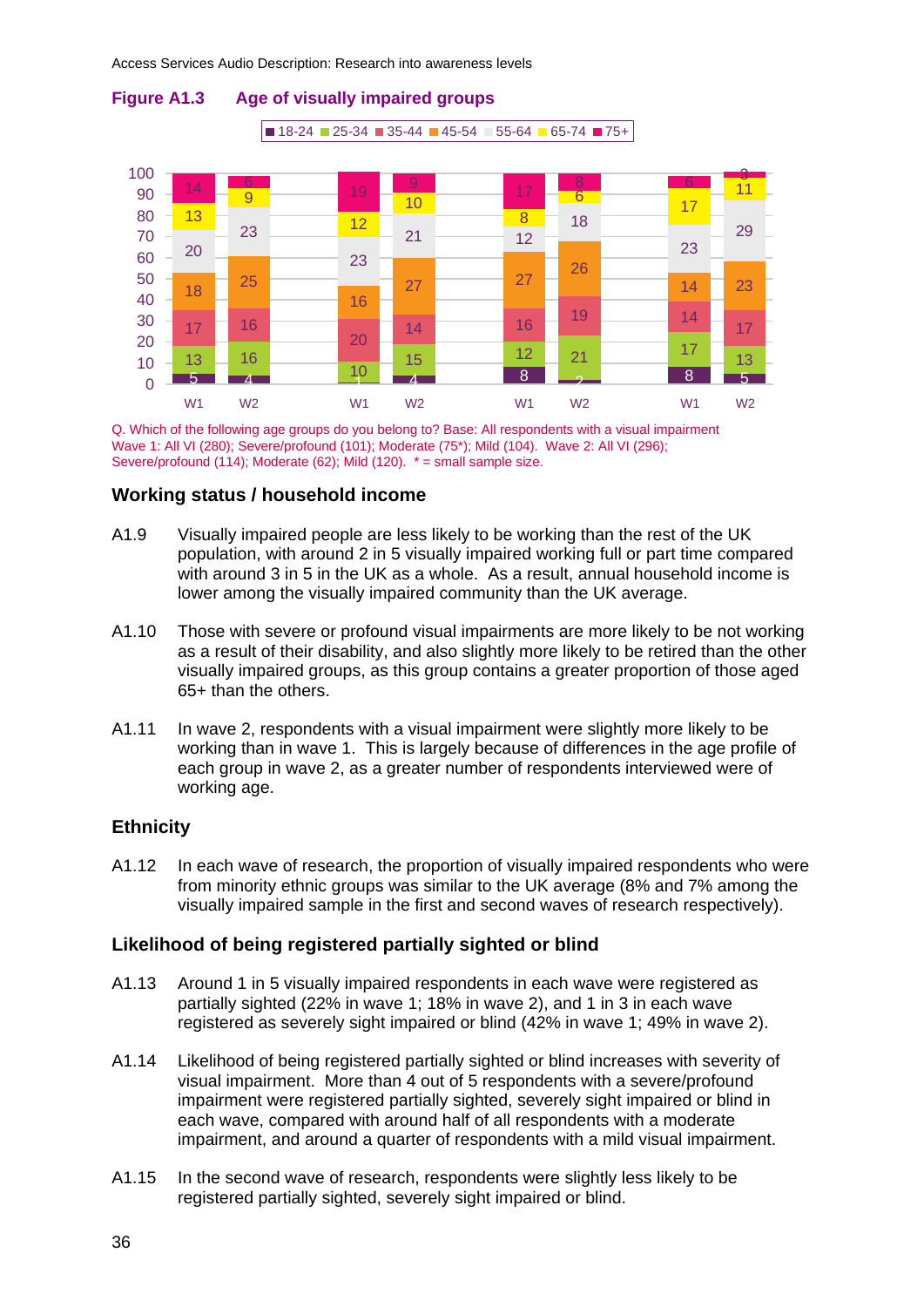**Figure A1.3 Age of visually impaired groups**

| | W1 | W2 | W1 | W2 | W1 | W2 | W1 | W2 |
|---|---|---|---|---|---|---|---|---|
| 18-24 | 5 | 4 | 1 | 4 | 8 | 2 | 8 | 5 |
| 25-34 | 13 | 16 | 10 | 15 | 12 | 21 | 17 | 13 |
| 35-44 | 17 | 16 | 20 | 14 | 16 | 19 | 14 | 17 |
| 45-54 | 18 | 25 | 16 | 27 | 27 | 26 | 14 | 23 |
| 55-64 | 20 | 23 | 23 | 21 | 12 | 18 | 23 | 29 |
| 65-74 | 13 | 9 | 12 | 10 | 8 | 6 | 17 | 11 |
| 75+ | 14 | 6 | 19 | 9 | 17 | 8 | 6 | 3 |

Q. Which of the following age groups do you belong to? Base: All respondents with a visual impairment Wave 1: All VI (280); Severe/profound (101); Moderate (75*); Mild (104). Wave 2: All VI (296); Severe/profound (114); Moderate (62); Mild (120). * = small sample size.

## Working status / household income

A1.9 Visually impaired people are less likely to be working than the rest of the UK population, with around 2 in 5 visually impaired working full or part time compared with around 3 in 5 in the UK as a whole. As a result, annual household income is lower among the visually impaired community than the UK average.

A1.10 Those with severe or profound visual impairments are more likely to be not working as a result of their disability, and also slightly more likely to be retired than the other visually impaired groups, as this group contains a greater proportion of those aged 65+ than the others.

A1.11 In wave 2, respondents with a visual impairment were slightly more likely to be working than in wave 1. This is largely because of differences in the age profile of each group in wave 2, as a greater number of respondents interviewed were of working age.

## Ethnicity

A1.12 In each wave of research, the proportion of visually impaired respondents who were from minority ethnic groups was similar to the UK average (8% and 7% among the visually impaired sample in the first and second waves of research respectively).

## Likelihood of being registered partially sighted or blind

A1.13 Around 1 in 5 visually impaired respondents in each wave were registered as partially sighted (22% in wave 1; 18% in wave 2), and 1 in 3 in each wave registered as severely sight impaired or blind (42% in wave 1; 49% in wave 2).

A1.14 Likelihood of being registered partially sighted or blind increases with severity of visual impairment. More than 4 out of 5 respondents with a severe/profound impairment were registered partially sighted, severely sight impaired or blind in each wave, compared with around half of all respondents with a moderate impairment, and around a quarter of respondents with a mild visual impairment.

A1.15 In the second wave of research, respondents were slightly less likely to be registered partially sighted, severely sight impaired or blind.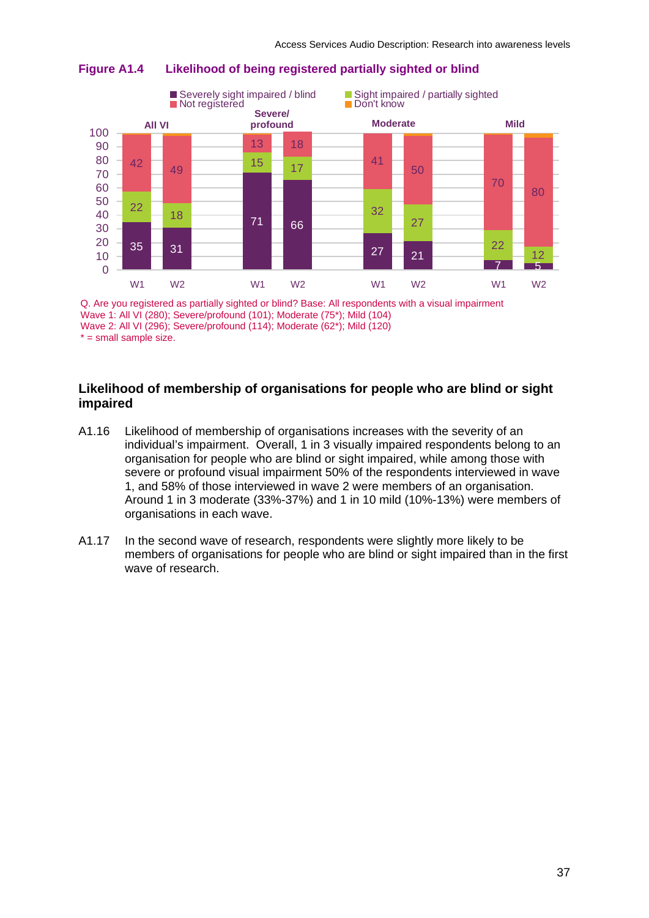**Figure A1.4 Likelihood of being registered partially sighted or blind**

| | Severely sight impaired / blind | Sight impaired / partially sighted | Not registered |
|---|---|---|---|
| All VI W1 | 35 | 22 | 42 |
| All VI W2 | 31 | 18 | 49 |
| Severe/profound W1 | 71 | 15 | 13 |
| Severe/profound W2 | 66 | 17 | 18 |
| Moderate W1 | 27 | 32 | 41 |
| Moderate W2 | 21 | 27 | 50 |
| Mild W1 | 7 | 22 | 70 |
| Mild W2 | 5 | 12 | 80 |

Q. Are you registered as partially sighted or blind? Base: All respondents with a visual impairment
Wave 1: All VI (280); Severe/profound (101); Moderate (75*); Mild (104)
Wave 2: All VI (296); Severe/profound (114); Moderate (62*); Mild (120)
* = small sample size.

## Likelihood of membership of organisations for people who are blind or sight impaired

A1.16 Likelihood of membership of organisations increases with the severity of an individual's impairment. Overall, 1 in 3 visually impaired respondents belong to an organisation for people who are blind or sight impaired, while among those with severe or profound visual impairment 50% of the respondents interviewed in wave 1, and 58% of those interviewed in wave 2 were members of an organisation. Around 1 in 3 moderate (33%-37%) and 1 in 10 mild (10%-13%) were members of organisations in each wave.

A1.17 In the second wave of research, respondents were slightly more likely to be members of organisations for people who are blind or sight impaired than in the first wave of research.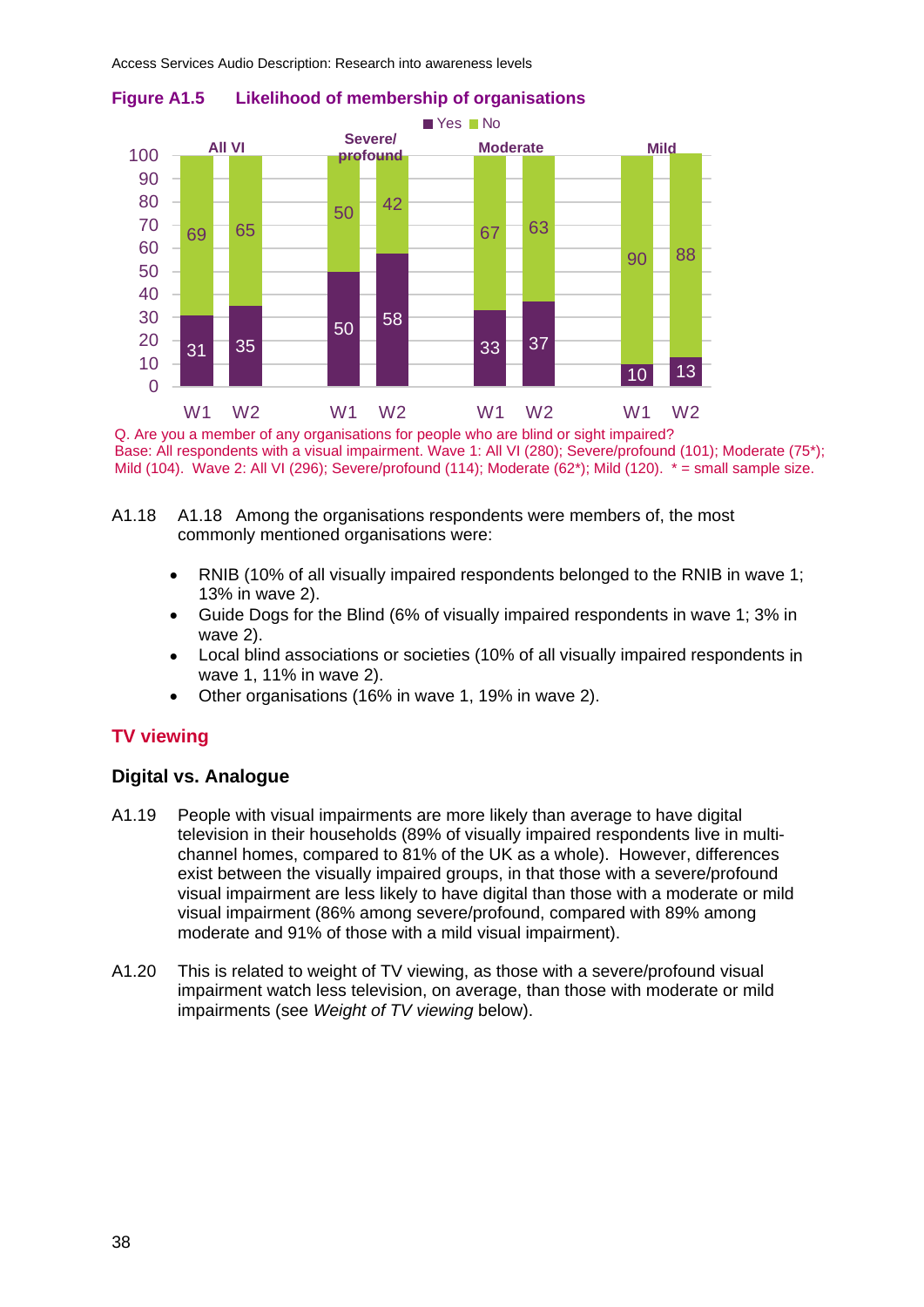**Figure A1.5 Likelihood of membership of organisations**

| | All VI W1 | All VI W2 | Severe/profound W1 | Severe/profound W2 | Moderate W1 | Moderate W2 | Mild W1 | Mild W2 |
|---|---|---|---|---|---|---|---|---|
| Yes | 31 | 35 | 50 | 58 | 33 | 37 | 10 | 13 |
| No | 69 | 65 | 50 | 42 | 67 | 63 | 90 | 88 |

Q. Are you a member of any organisations for people who are blind or sight impaired?
Base: All respondents with a visual impairment. Wave 1: All VI (280); Severe/profound (101); Moderate (75*); Mild (104). Wave 2: All VI (296); Severe/profound (114); Moderate (62*); Mild (120). * = small sample size.

A1.18 A1.18 Among the organisations respondents were members of, the most commonly mentioned organisations were:

- RNIB (10% of all visually impaired respondents belonged to the RNIB in wave 1; 13% in wave 2).
- Guide Dogs for the Blind (6% of visually impaired respondents in wave 1; 3% in wave 2).
- Local blind associations or societies (10% of all visually impaired respondents in wave 1, 11% in wave 2).
- Other organisations (16% in wave 1, 19% in wave 2).

## TV viewing

### Digital vs. Analogue

A1.19 People with visual impairments are more likely than average to have digital television in their households (89% of visually impaired respondents live in multi-channel homes, compared to 81% of the UK as a whole). However, differences exist between the visually impaired groups, in that those with a severe/profound visual impairment are less likely to have digital than those with a moderate or mild visual impairment (86% among severe/profound, compared with 89% among moderate and 91% of those with a mild visual impairment).

A1.20 This is related to weight of TV viewing, as those with a severe/profound visual impairment watch less television, on average, than those with moderate or mild impairments (see *Weight of TV viewing* below).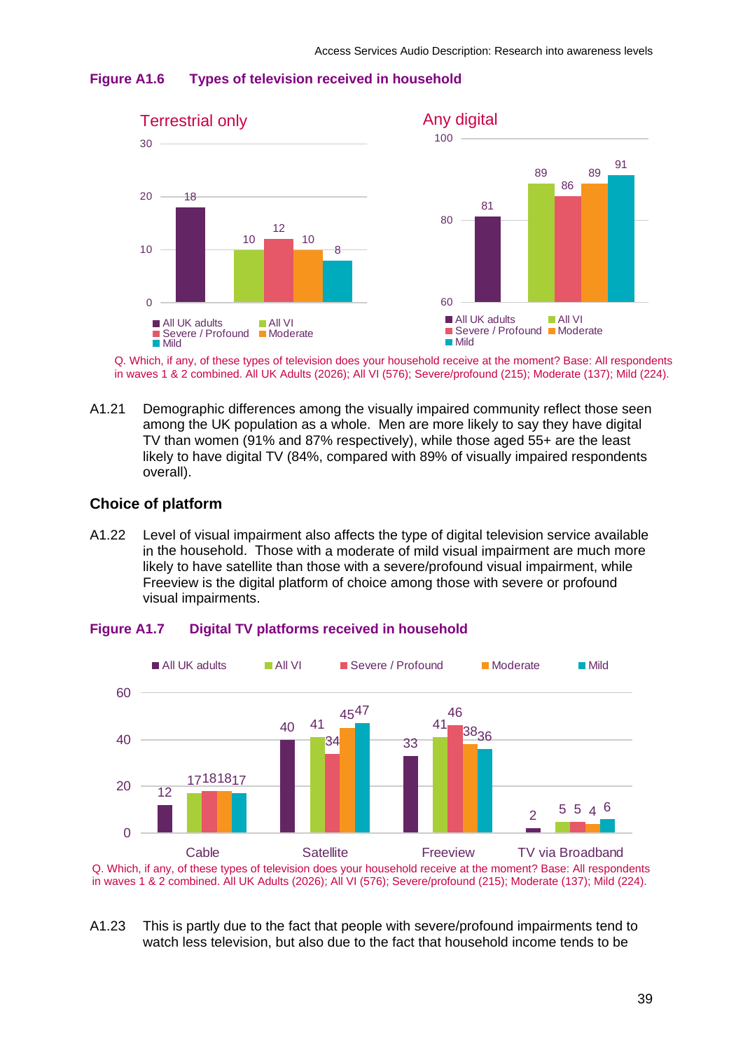**Figure A1.6 Types of television received in household**

| | All UK adults | All VI | Severe / Profound | Moderate | Mild |
|---|---|---|---|---|---|
| Terrestrial only | 18 | 10 | 12 | 10 | 8 |
| Any digital | 81 | 89 | 86 | 89 | 91 |

Q. Which, if any, of these types of television does your household receive at the moment? Base: All respondents in waves 1 & 2 combined. All UK Adults (2026); All VI (576); Severe/profound (215); Moderate (137); Mild (224).

A1.21 Demographic differences among the visually impaired community reflect those seen among the UK population as a whole. Men are more likely to say they have digital TV than women (91% and 87% respectively), while those aged 55+ are the least likely to have digital TV (84%, compared with 89% of visually impaired respondents overall).

## Choice of platform

A1.22 Level of visual impairment also affects the type of digital television service available in the household. Those with a moderate of mild visual impairment are much more likely to have satellite than those with a severe/profound visual impairment, while Freeview is the digital platform of choice among those with severe or profound visual impairments.

**Figure A1.7 Digital TV platforms received in household**

| | All UK adults | All VI | Severe / Profound | Moderate | Mild |
|---|---|---|---|---|---|
| Cable | 12 | 17 | 18 | 18 | 17 |
| Satellite | 40 | 41 | 34 | 45 | 47 |
| Freeview | 33 | 41 | 46 | 38 | 36 |
| TV via Broadband | 2 | 5 | 5 | 4 | 6 |

Q. Which, if any, of these types of television does your household receive at the moment? Base: All respondents in waves 1 & 2 combined. All UK Adults (2026); All VI (576); Severe/profound (215); Moderate (137); Mild (224).

A1.23 This is partly due to the fact that people with severe/profound impairments tend to watch less television, but also due to the fact that household income tends to be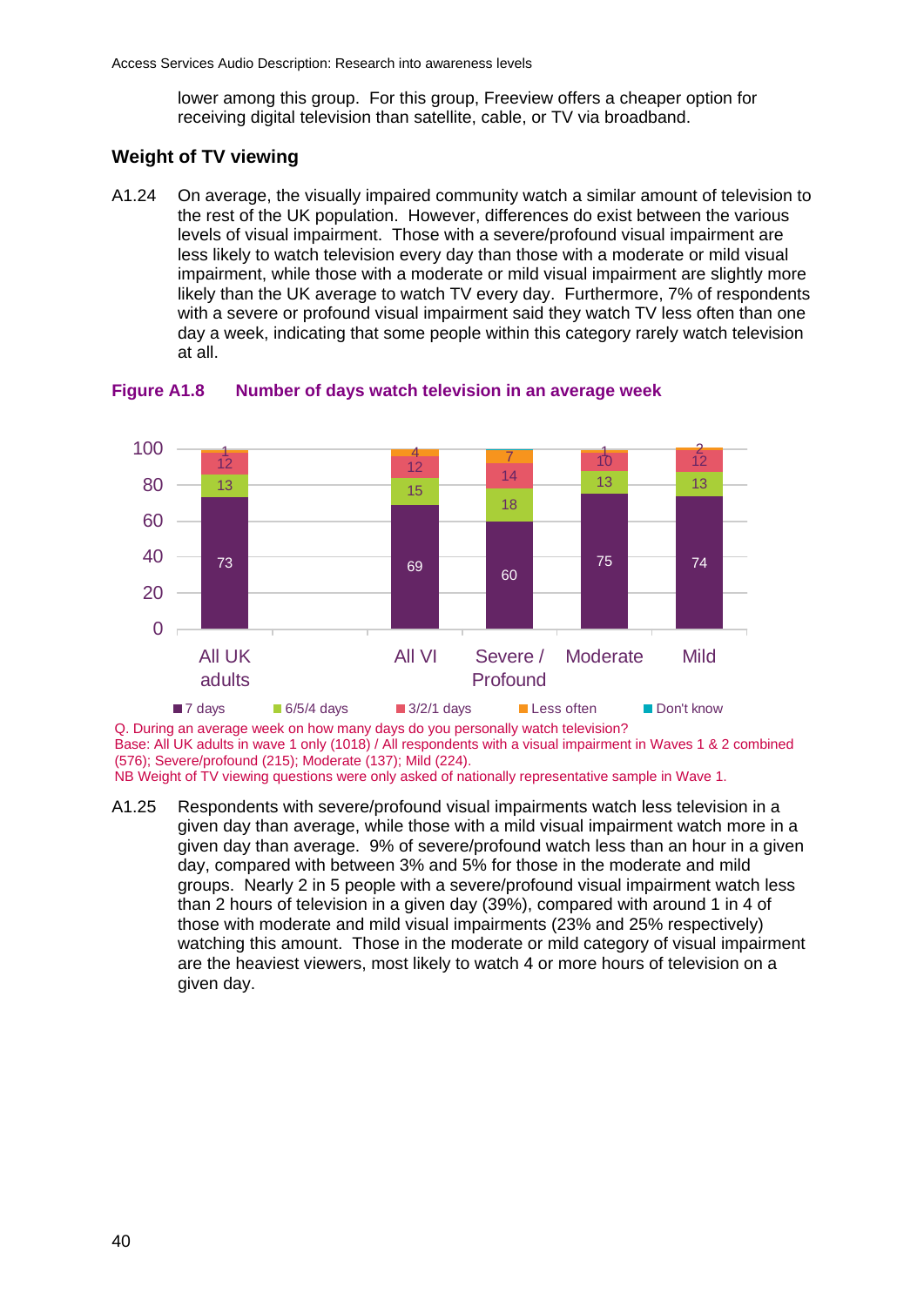lower among this group. For this group, Freeview offers a cheaper option for receiving digital television than satellite, cable, or TV via broadband.

### Weight of TV viewing

A1.24 On average, the visually impaired community watch a similar amount of television to the rest of the UK population. However, differences do exist between the various levels of visual impairment. Those with a severe/profound visual impairment are less likely to watch television every day than those with a moderate or mild visual impairment, while those with a moderate or mild visual impairment are slightly more likely than the UK average to watch TV every day. Furthermore, 7% of respondents with a severe or profound visual impairment said they watch TV less often than one day a week, indicating that some people within this category rarely watch television at all.

**Figure A1.8 Number of days watch television in an average week**

| | 7 days | 6/5/4 days | 3/2/1 days | Less often | Don't know |
|---|---|---|---|---|---|
| All UK adults | 73 | 13 | 12 | 1 | |
| All VI | 69 | 15 | 12 | 4 | |
| Severe / Profound | 60 | 18 | 14 | 7 | |
| Moderate | 75 | 13 | 10 | 1 | |
| Mild | 74 | 13 | 12 | 2 | |

Q. During an average week on how many days do you personally watch television?
Base: All UK adults in wave 1 only (1018) / All respondents with a visual impairment in Waves 1 & 2 combined (576); Severe/profound (215); Moderate (137); Mild (224).
NB Weight of TV viewing questions were only asked of nationally representative sample in Wave 1.

A1.25 Respondents with severe/profound visual impairments watch less television in a given day than average, while those with a mild visual impairment watch more in a given day than average. 9% of severe/profound watch less than an hour in a given day, compared with between 3% and 5% for those in the moderate and mild groups. Nearly 2 in 5 people with a severe/profound visual impairment watch less than 2 hours of television in a given day (39%), compared with around 1 in 4 of those with moderate and mild visual impairments (23% and 25% respectively) watching this amount. Those in the moderate or mild category of visual impairment are the heaviest viewers, most likely to watch 4 or more hours of television on a given day.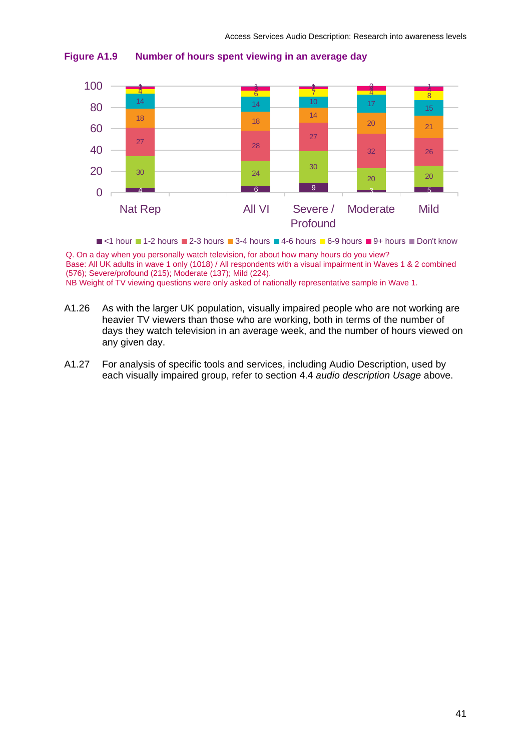**Figure A1.9 Number of hours spent viewing in an average day**

| | <1 hour | 1-2 hours | 2-3 hours | 3-4 hours | 4-6 hours | 6-9 hours | 9+ hours | Don't know |
|---|---|---|---|---|---|---|---|---|
| Nat Rep | 4 | 30 | 27 | 18 | 14 | 4 | 2 | 1 |
| All VI | 6 | 24 | 28 | 18 | 14 | 6 | 4 | 1 |
| Severe / Profound | 9 | 30 | 27 | 14 | 10 | 7 | 2 | 1 |
| Moderate | 3 | 20 | 32 | 20 | 17 | 4 | 4 | 0 |
| Mild | 5 | 20 | 26 | 21 | 15 | 8 | 4 | 1 |

Q. On a day when you personally watch television, for about how many hours do you view?
Base: All UK adults in wave 1 only (1018) / All respondents with a visual impairment in Waves 1 & 2 combined (576); Severe/profound (215); Moderate (137); Mild (224).
NB Weight of TV viewing questions were only asked of nationally representative sample in Wave 1.

A1.26 As with the larger UK population, visually impaired people who are not working are heavier TV viewers than those who are working, both in terms of the number of days they watch television in an average week, and the number of hours viewed on any given day.

A1.27 For analysis of specific tools and services, including Audio Description, used by each visually impaired group, refer to section 4.4 *audio description Usage* above.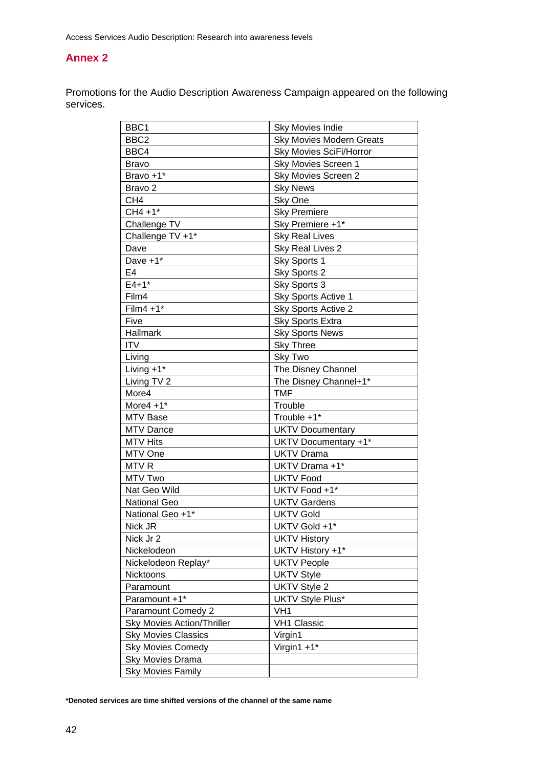## Annex 2

Promotions for the Audio Description Awareness Campaign appeared on the following services.

| | |
|---|---|
| BBC1 | Sky Movies Indie |
| BBC2 | Sky Movies Modern Greats |
| BBC4 | Sky Movies SciFi/Horror |
| Bravo | Sky Movies Screen 1 |
| Bravo +1* | Sky Movies Screen 2 |
| Bravo 2 | Sky News |
| CH4 | Sky One |
| CH4 +1* | Sky Premiere |
| Challenge TV | Sky Premiere +1* |
| Challenge TV +1* | Sky Real Lives |
| Dave | Sky Real Lives 2 |
| Dave +1* | Sky Sports 1 |
| E4 | Sky Sports 2 |
| E4+1* | Sky Sports 3 |
| Film4 | Sky Sports Active 1 |
| Film4 +1* | Sky Sports Active 2 |
| Five | Sky Sports Extra |
| Hallmark | Sky Sports News |
| ITV | Sky Three |
| Living | Sky Two |
| Living +1* | The Disney Channel |
| Living TV 2 | The Disney Channel+1* |
| More4 | TMF |
| More4 +1* | Trouble |
| MTV Base | Trouble +1* |
| MTV Dance | UKTV Documentary |
| MTV Hits | UKTV Documentary +1* |
| MTV One | UKTV Drama |
| MTV R | UKTV Drama +1* |
| MTV Two | UKTV Food |
| Nat Geo Wild | UKTV Food +1* |
| National Geo | UKTV Gardens |
| National Geo +1* | UKTV Gold |
| Nick JR | UKTV Gold +1* |
| Nick Jr 2 | UKTV History |
| Nickelodeon | UKTV History +1* |
| Nickelodeon Replay* | UKTV People |
| Nicktoons | UKTV Style |
| Paramount | UKTV Style 2 |
| Paramount +1* | UKTV Style Plus* |
| Paramount Comedy 2 | VH1 |
| Sky Movies Action/Thriller | VH1 Classic |
| Sky Movies Classics | Virgin1 |
| Sky Movies Comedy | Virgin1 +1* |
| Sky Movies Drama | |
| Sky Movies Family | |

**\*Denoted services are time shifted versions of the channel of the same name**